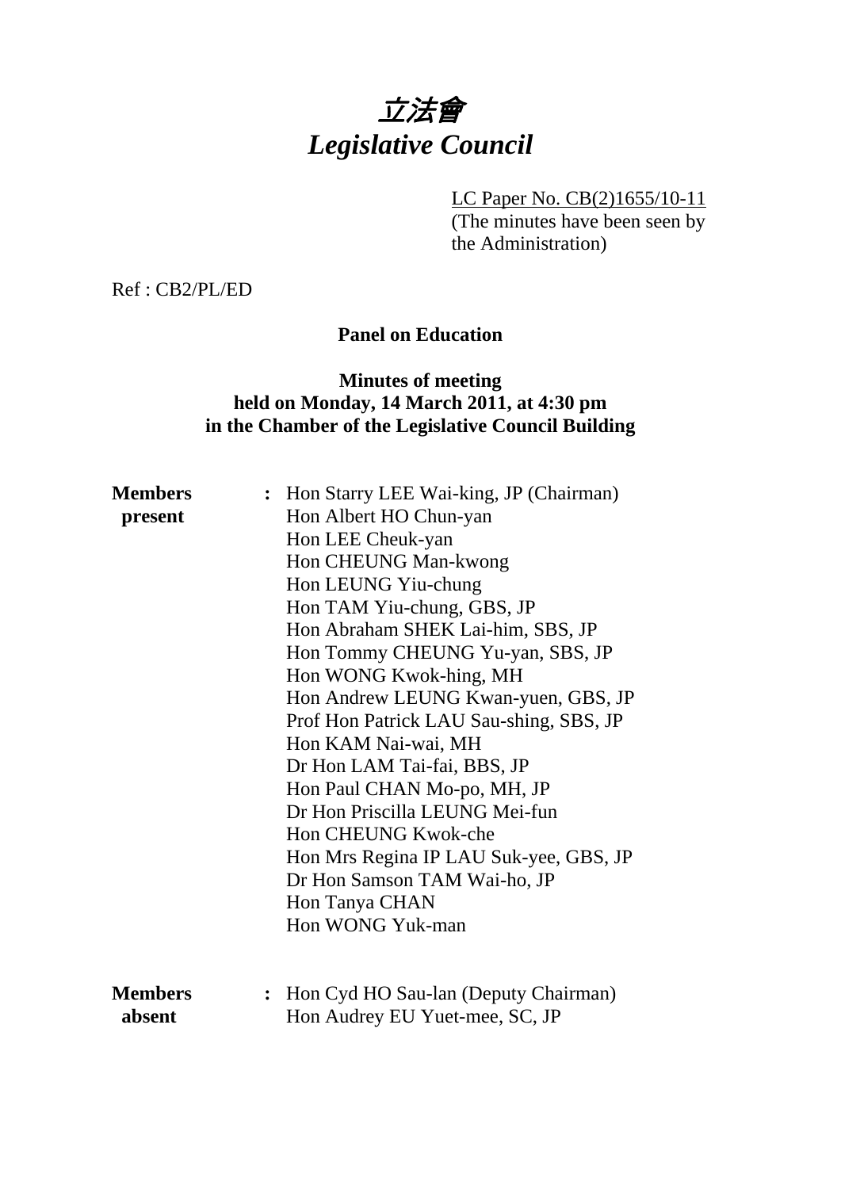# 立法會
# *Legislative Council*

LC Paper No. CB(2)1655/10-11
(The minutes have been seen by the Administration)

Ref : CB2/PL/ED

**Panel on Education**

**Minutes of meeting held on Monday, 14 March 2011, at 4:30 pm in the Chamber of the Legislative Council Building**

**Members present** : Hon Starry LEE Wai-king, JP (Chairman)
Hon Albert HO Chun-yan
Hon LEE Cheuk-yan
Hon CHEUNG Man-kwong
Hon LEUNG Yiu-chung
Hon TAM Yiu-chung, GBS, JP
Hon Abraham SHEK Lai-him, SBS, JP
Hon Tommy CHEUNG Yu-yan, SBS, JP
Hon WONG Kwok-hing, MH
Hon Andrew LEUNG Kwan-yuen, GBS, JP
Prof Hon Patrick LAU Sau-shing, SBS, JP
Hon KAM Nai-wai, MH
Dr Hon LAM Tai-fai, BBS, JP
Hon Paul CHAN Mo-po, MH, JP
Dr Hon Priscilla LEUNG Mei-fun
Hon CHEUNG Kwok-che
Hon Mrs Regina IP LAU Suk-yee, GBS, JP
Dr Hon Samson TAM Wai-ho, JP
Hon Tanya CHAN
Hon WONG Yuk-man

**Members absent** : Hon Cyd HO Sau-lan (Deputy Chairman)
Hon Audrey EU Yuet-mee, SC, JP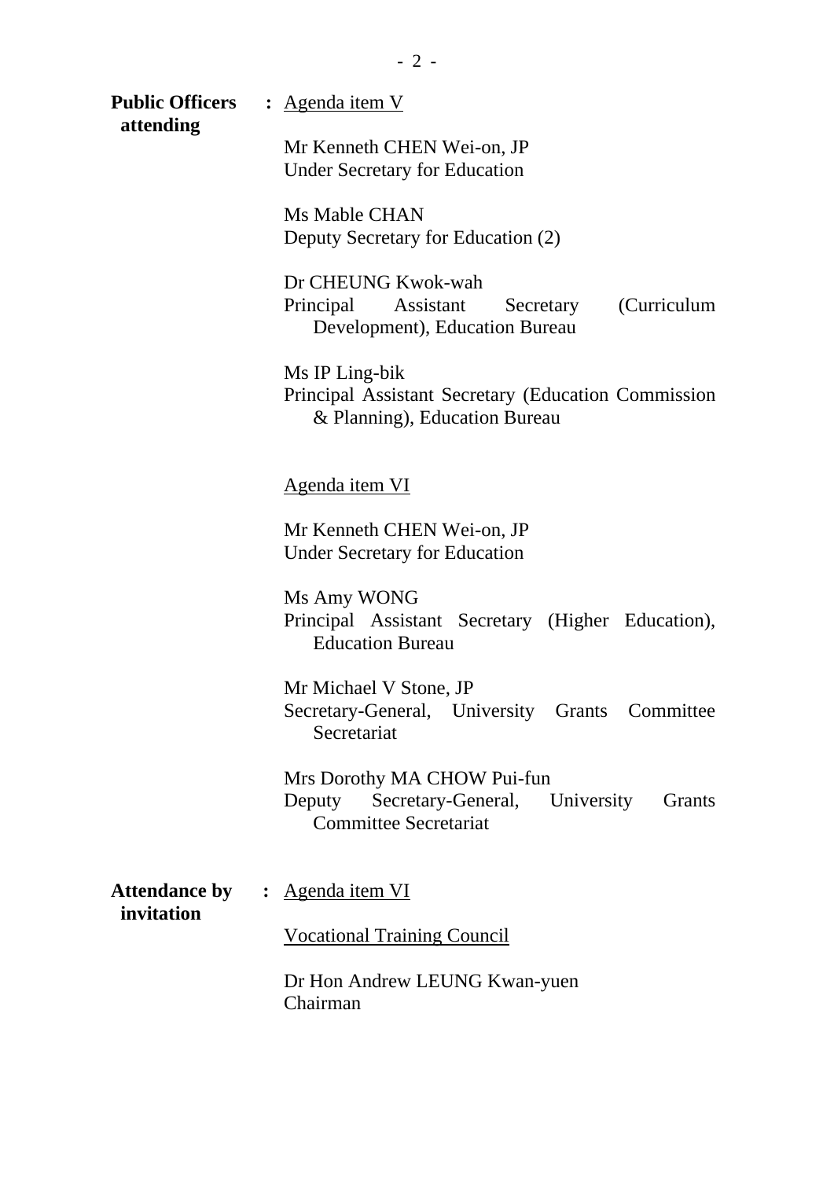**Public Officers attending** : <u>Agenda item V</u>

Mr Kenneth CHEN Wei-on, JP
Under Secretary for Education

Ms Mable CHAN
Deputy Secretary for Education (2)

Dr CHEUNG Kwok-wah
Principal Assistant Secretary (Curriculum Development), Education Bureau

Ms IP Ling-bik
Principal Assistant Secretary (Education Commission & Planning), Education Bureau

<u>Agenda item VI</u>

Mr Kenneth CHEN Wei-on, JP
Under Secretary for Education

Ms Amy WONG
Principal Assistant Secretary (Higher Education), Education Bureau

Mr Michael V Stone, JP
Secretary-General, University Grants Committee Secretariat

Mrs Dorothy MA CHOW Pui-fun
Deputy Secretary-General, University Grants Committee Secretariat

**Attendance by invitation** : <u>Agenda item VI</u>

<u>Vocational Training Council</u>

Dr Hon Andrew LEUNG Kwan-yuen
Chairman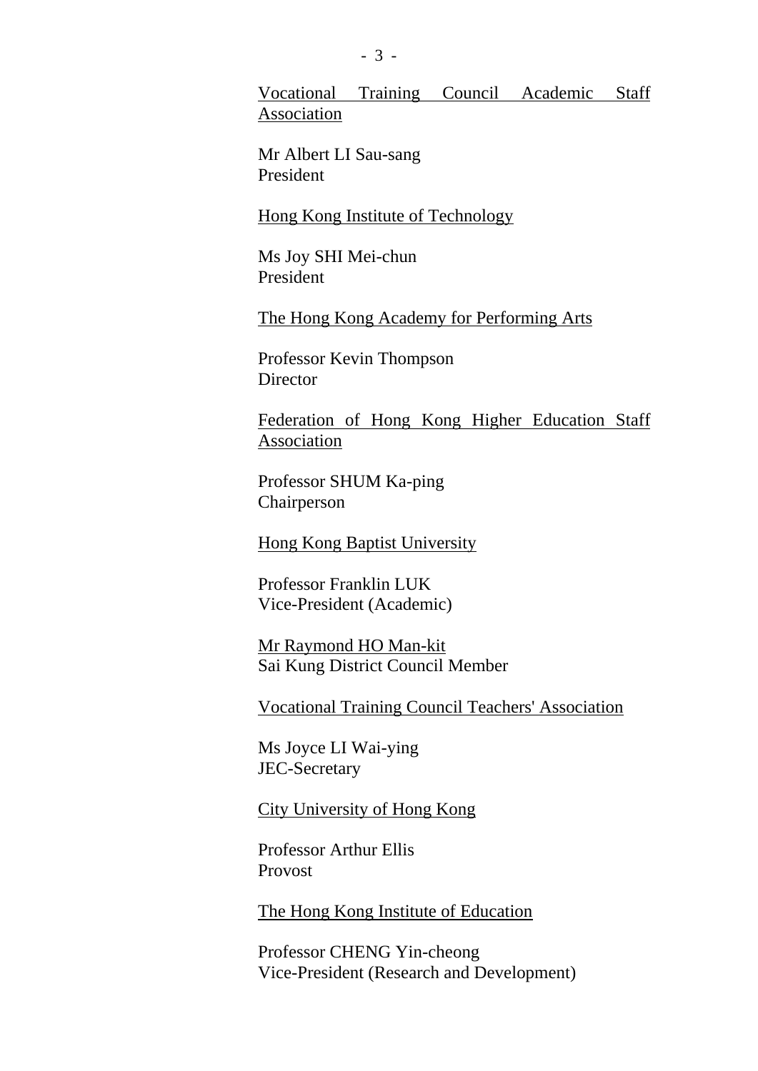<u>Vocational Training Council Academic Staff Association</u>

Mr Albert LI Sau-sang
President

<u>Hong Kong Institute of Technology</u>

Ms Joy SHI Mei-chun
President

<u>The Hong Kong Academy for Performing Arts</u>

Professor Kevin Thompson
Director

<u>Federation of Hong Kong Higher Education Staff Association</u>

Professor SHUM Ka-ping
Chairperson

<u>Hong Kong Baptist University</u>

Professor Franklin LUK
Vice-President (Academic)

<u>Mr Raymond HO Man-kit</u>
Sai Kung District Council Member

<u>Vocational Training Council Teachers' Association</u>

Ms Joyce LI Wai-ying
JEC-Secretary

<u>City University of Hong Kong</u>

Professor Arthur Ellis
Provost

<u>The Hong Kong Institute of Education</u>

Professor CHENG Yin-cheong
Vice-President (Research and Development)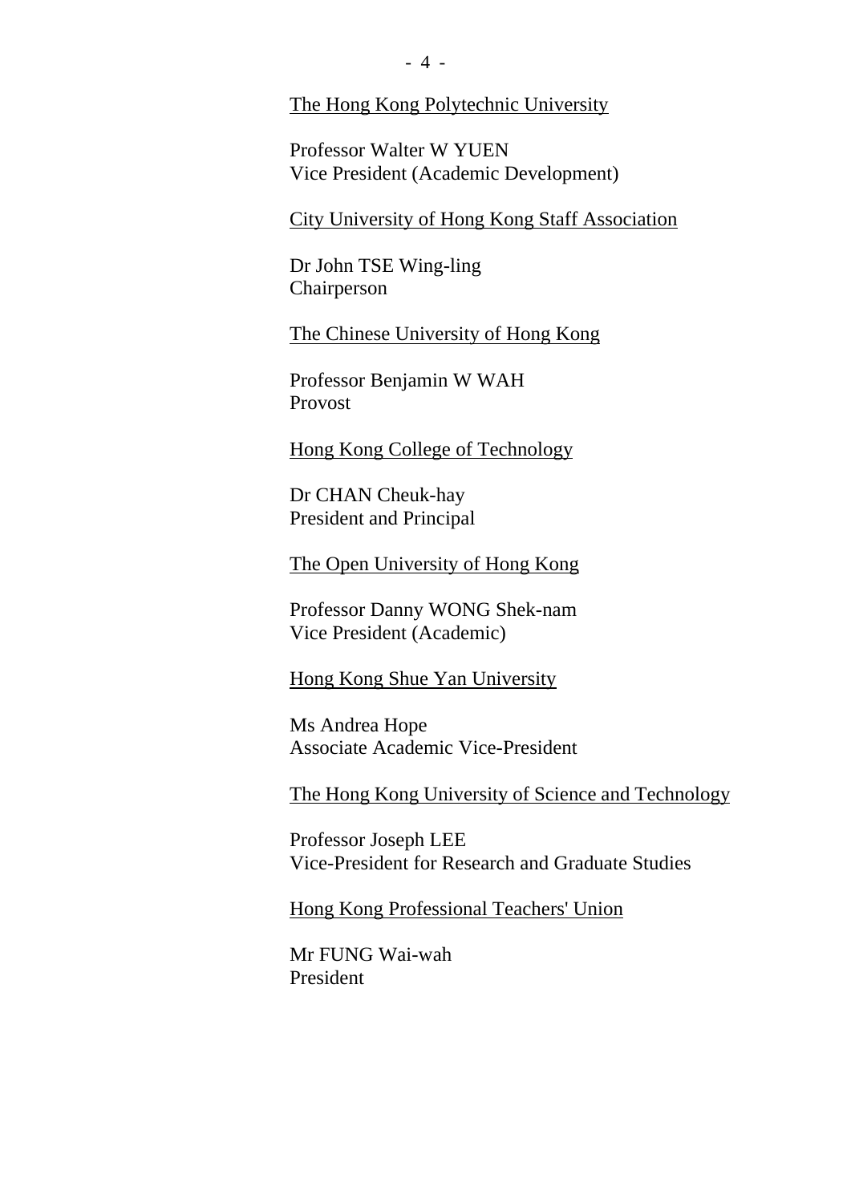<u>The Hong Kong Polytechnic University</u>

Professor Walter W YUEN
Vice President (Academic Development)

<u>City University of Hong Kong Staff Association</u>

Dr John TSE Wing-ling
Chairperson

<u>The Chinese University of Hong Kong</u>

Professor Benjamin W WAH
Provost

<u>Hong Kong College of Technology</u>

Dr CHAN Cheuk-hay
President and Principal

<u>The Open University of Hong Kong</u>

Professor Danny WONG Shek-nam
Vice President (Academic)

<u>Hong Kong Shue Yan University</u>

Ms Andrea Hope
Associate Academic Vice-President

<u>The Hong Kong University of Science and Technology</u>

Professor Joseph LEE
Vice-President for Research and Graduate Studies

<u>Hong Kong Professional Teachers' Union</u>

Mr FUNG Wai-wah
President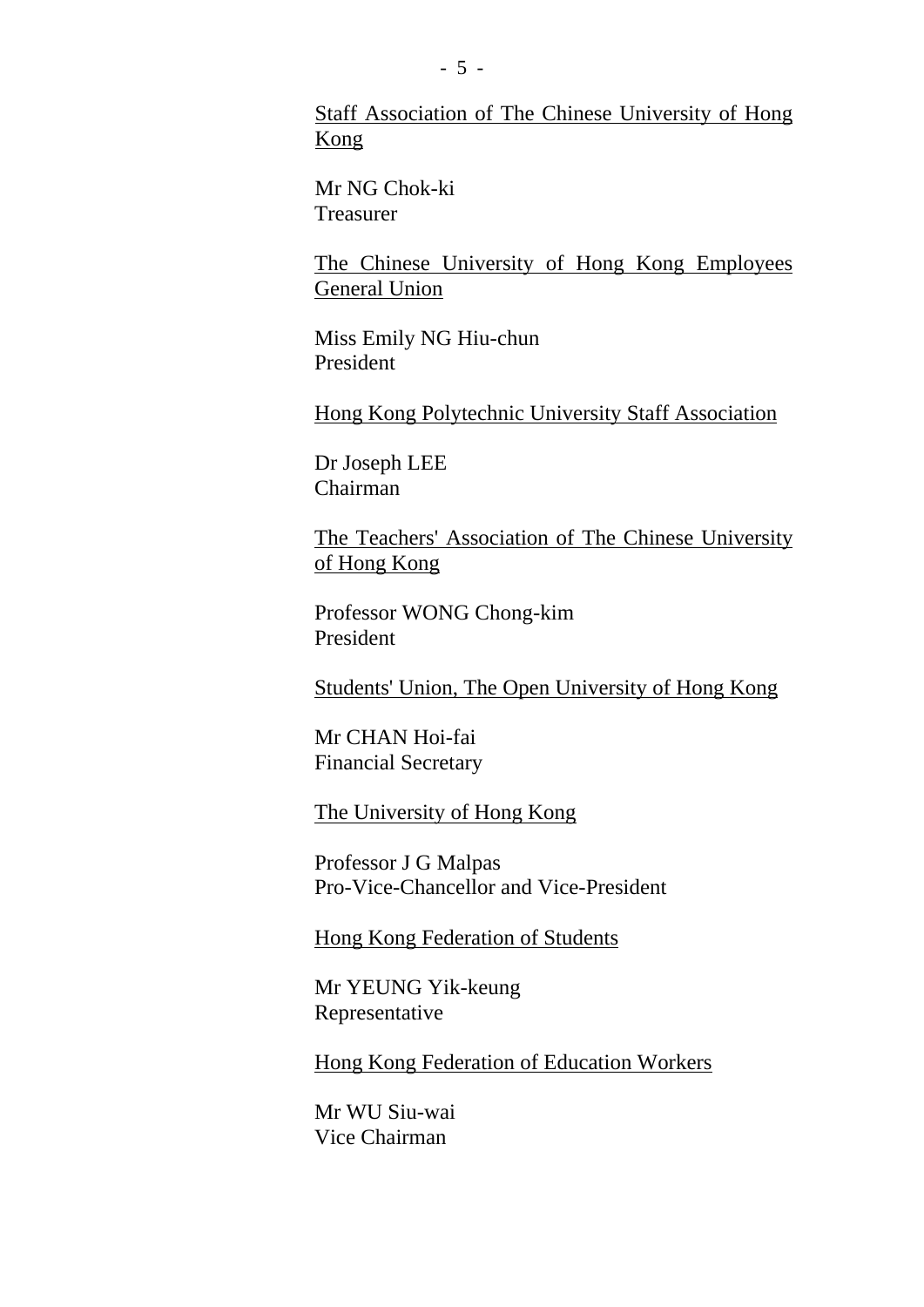<u>Staff Association of The Chinese University of Hong Kong</u>

Mr NG Chok-ki
Treasurer

<u>The Chinese University of Hong Kong Employees General Union</u>

Miss Emily NG Hiu-chun
President

<u>Hong Kong Polytechnic University Staff Association</u>

Dr Joseph LEE
Chairman

<u>The Teachers' Association of The Chinese University of Hong Kong</u>

Professor WONG Chong-kim
President

<u>Students' Union, The Open University of Hong Kong</u>

Mr CHAN Hoi-fai
Financial Secretary

<u>The University of Hong Kong</u>

Professor J G Malpas
Pro-Vice-Chancellor and Vice-President

<u>Hong Kong Federation of Students</u>

Mr YEUNG Yik-keung
Representative

<u>Hong Kong Federation of Education Workers</u>

Mr WU Siu-wai
Vice Chairman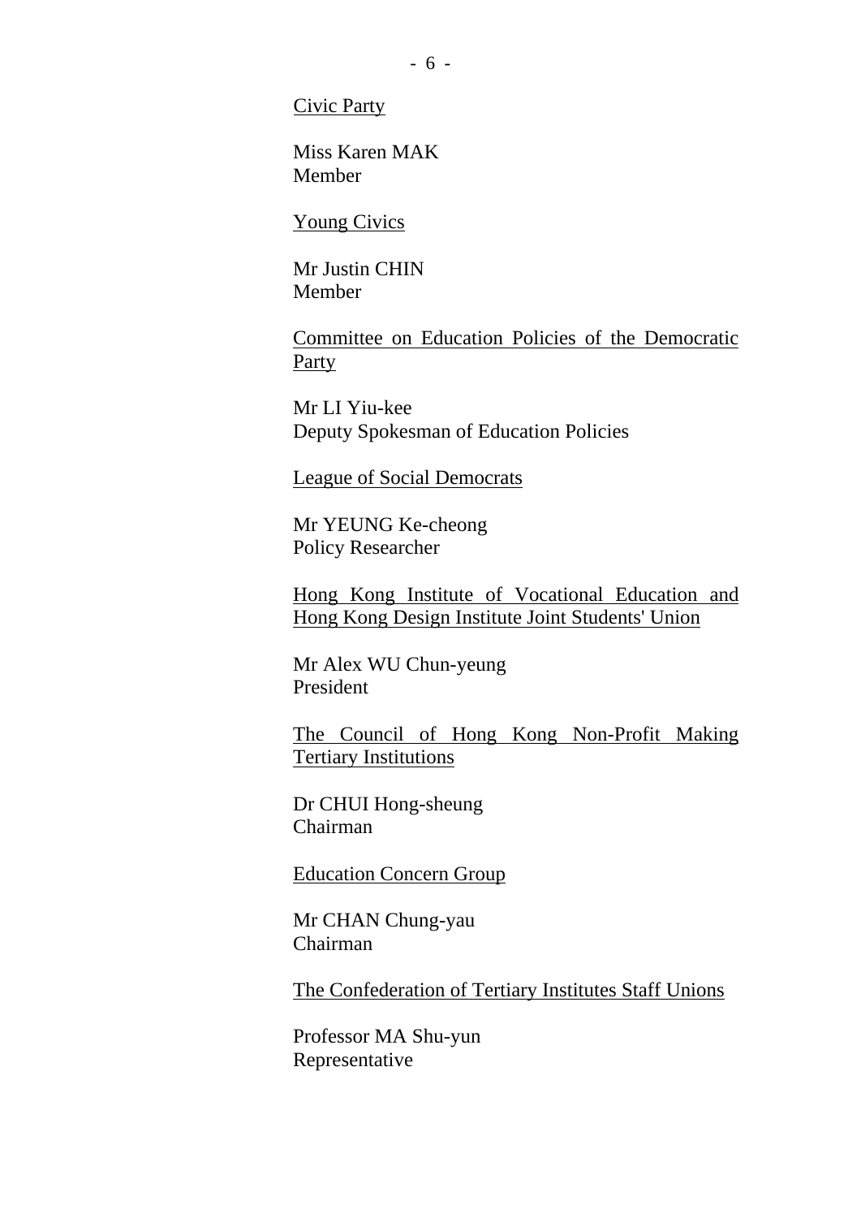<u>Civic Party</u>

Miss Karen MAK
Member

<u>Young Civics</u>

Mr Justin CHIN
Member

<u>Committee on Education Policies of the Democratic Party</u>

Mr LI Yiu-kee
Deputy Spokesman of Education Policies

<u>League of Social Democrats</u>

Mr YEUNG Ke-cheong
Policy Researcher

<u>Hong Kong Institute of Vocational Education and Hong Kong Design Institute Joint Students' Union</u>

Mr Alex WU Chun-yeung
President

<u>The Council of Hong Kong Non-Profit Making Tertiary Institutions</u>

Dr CHUI Hong-sheung
Chairman

<u>Education Concern Group</u>

Mr CHAN Chung-yau
Chairman

<u>The Confederation of Tertiary Institutes Staff Unions</u>

Professor MA Shu-yun
Representative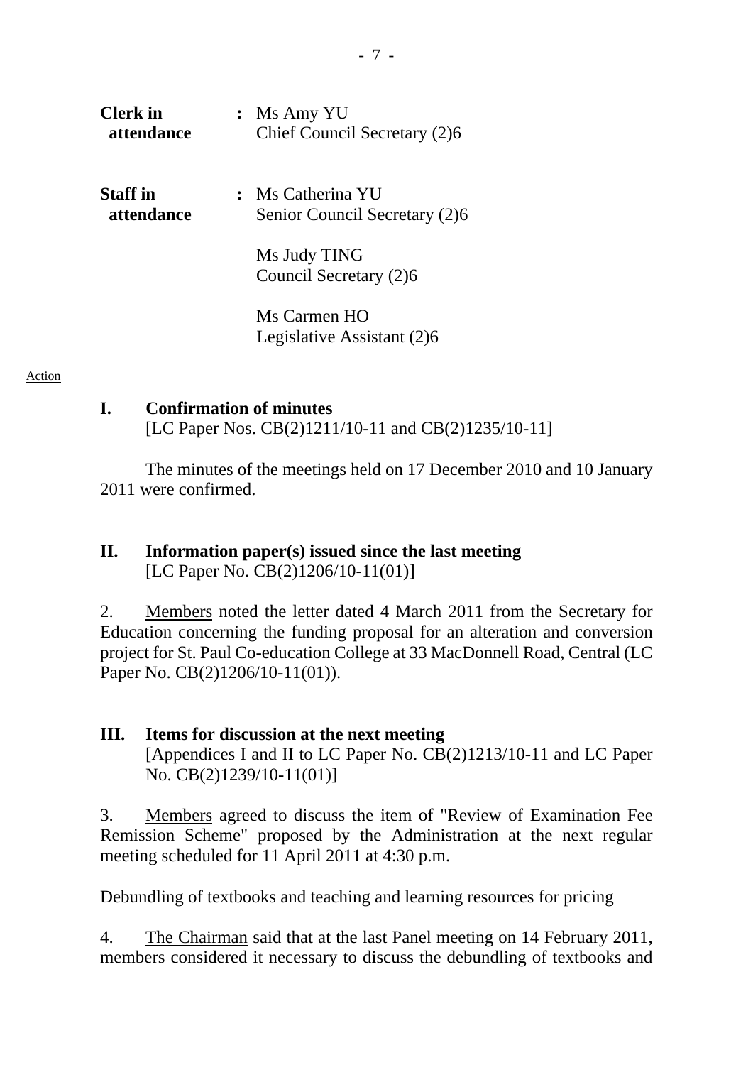| | | |
|---|---|---|
| **Clerk in attendance** | **:** | Ms Amy YU<br>Chief Council Secretary (2)6 |
| **Staff in attendance** | **:** | Ms Catherina YU<br>Senior Council Secretary (2)6<br><br>Ms Judy TING<br>Council Secretary (2)6<br><br>Ms Carmen HO<br>Legislative Assistant (2)6 |

Action

---

## I. Confirmation of minutes

[LC Paper Nos. CB(2)1211/10-11 and CB(2)1235/10-11]

The minutes of the meetings held on 17 December 2010 and 10 January 2011 were confirmed.

## II. Information paper(s) issued since the last meeting

[LC Paper No. CB(2)1206/10-11(01)]

2. Members noted the letter dated 4 March 2011 from the Secretary for Education concerning the funding proposal for an alteration and conversion project for St. Paul Co-education College at 33 MacDonnell Road, Central (LC Paper No. CB(2)1206/10-11(01)).

## III. Items for discussion at the next meeting

[Appendices I and II to LC Paper No. CB(2)1213/10-11 and LC Paper No. CB(2)1239/10-11(01)]

3. Members agreed to discuss the item of "Review of Examination Fee Remission Scheme" proposed by the Administration at the next regular meeting scheduled for 11 April 2011 at 4:30 p.m.

Debundling of textbooks and teaching and learning resources for pricing

4. The Chairman said that at the last Panel meeting on 14 February 2011, members considered it necessary to discuss the debundling of textbooks and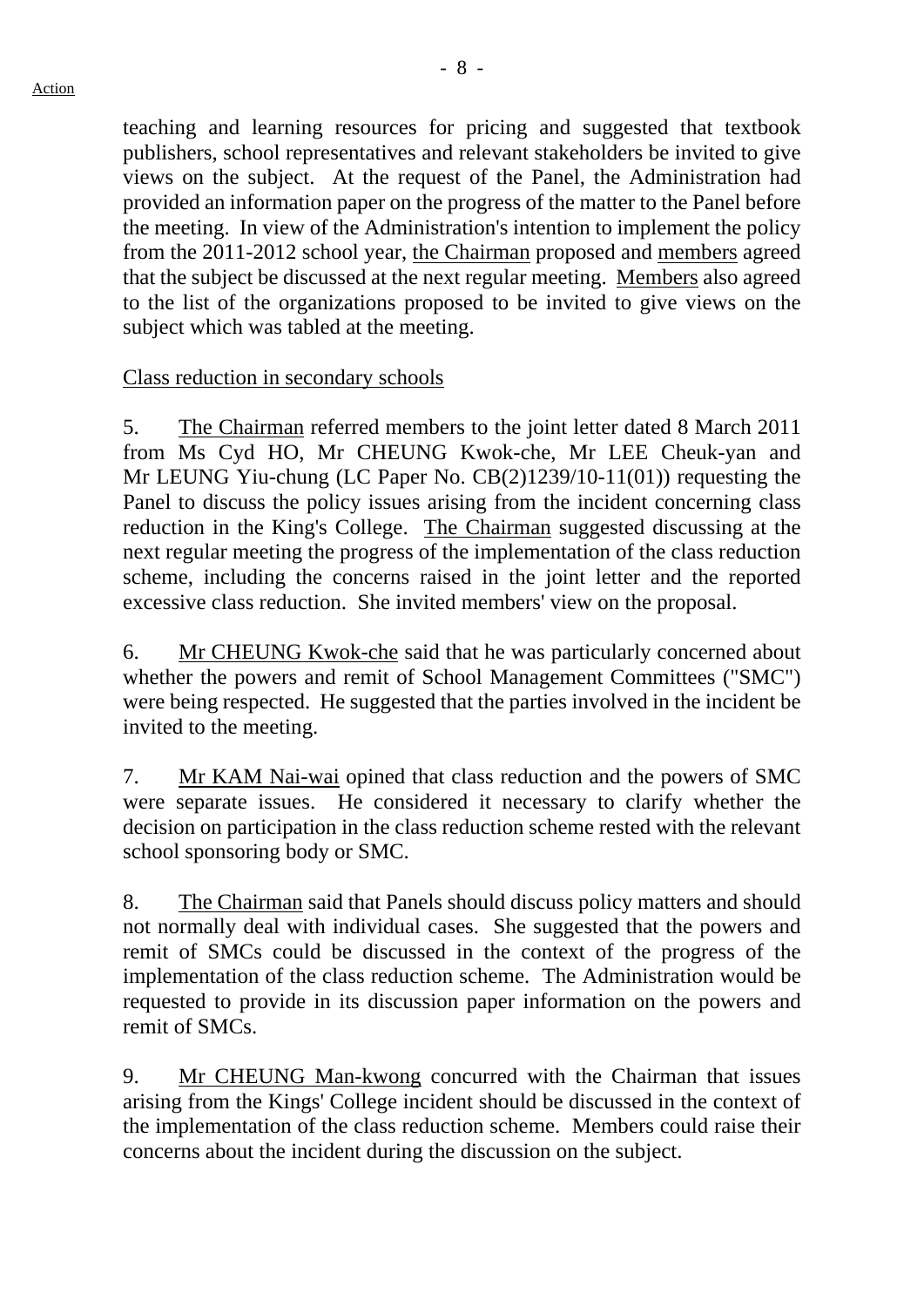teaching and learning resources for pricing and suggested that textbook publishers, school representatives and relevant stakeholders be invited to give views on the subject. At the request of the Panel, the Administration had provided an information paper on the progress of the matter to the Panel before the meeting. In view of the Administration's intention to implement the policy from the 2011-2012 school year, the Chairman proposed and members agreed that the subject be discussed at the next regular meeting. Members also agreed to the list of the organizations proposed to be invited to give views on the subject which was tabled at the meeting.

Class reduction in secondary schools

5. The Chairman referred members to the joint letter dated 8 March 2011 from Ms Cyd HO, Mr CHEUNG Kwok-che, Mr LEE Cheuk-yan and Mr LEUNG Yiu-chung (LC Paper No. CB(2)1239/10-11(01)) requesting the Panel to discuss the policy issues arising from the incident concerning class reduction in the King's College. The Chairman suggested discussing at the next regular meeting the progress of the implementation of the class reduction scheme, including the concerns raised in the joint letter and the reported excessive class reduction. She invited members' view on the proposal.

6. Mr CHEUNG Kwok-che said that he was particularly concerned about whether the powers and remit of School Management Committees ("SMC") were being respected. He suggested that the parties involved in the incident be invited to the meeting.

7. Mr KAM Nai-wai opined that class reduction and the powers of SMC were separate issues. He considered it necessary to clarify whether the decision on participation in the class reduction scheme rested with the relevant school sponsoring body or SMC.

8. The Chairman said that Panels should discuss policy matters and should not normally deal with individual cases. She suggested that the powers and remit of SMCs could be discussed in the context of the progress of the implementation of the class reduction scheme. The Administration would be requested to provide in its discussion paper information on the powers and remit of SMCs.

9. Mr CHEUNG Man-kwong concurred with the Chairman that issues arising from the Kings' College incident should be discussed in the context of the implementation of the class reduction scheme. Members could raise their concerns about the incident during the discussion on the subject.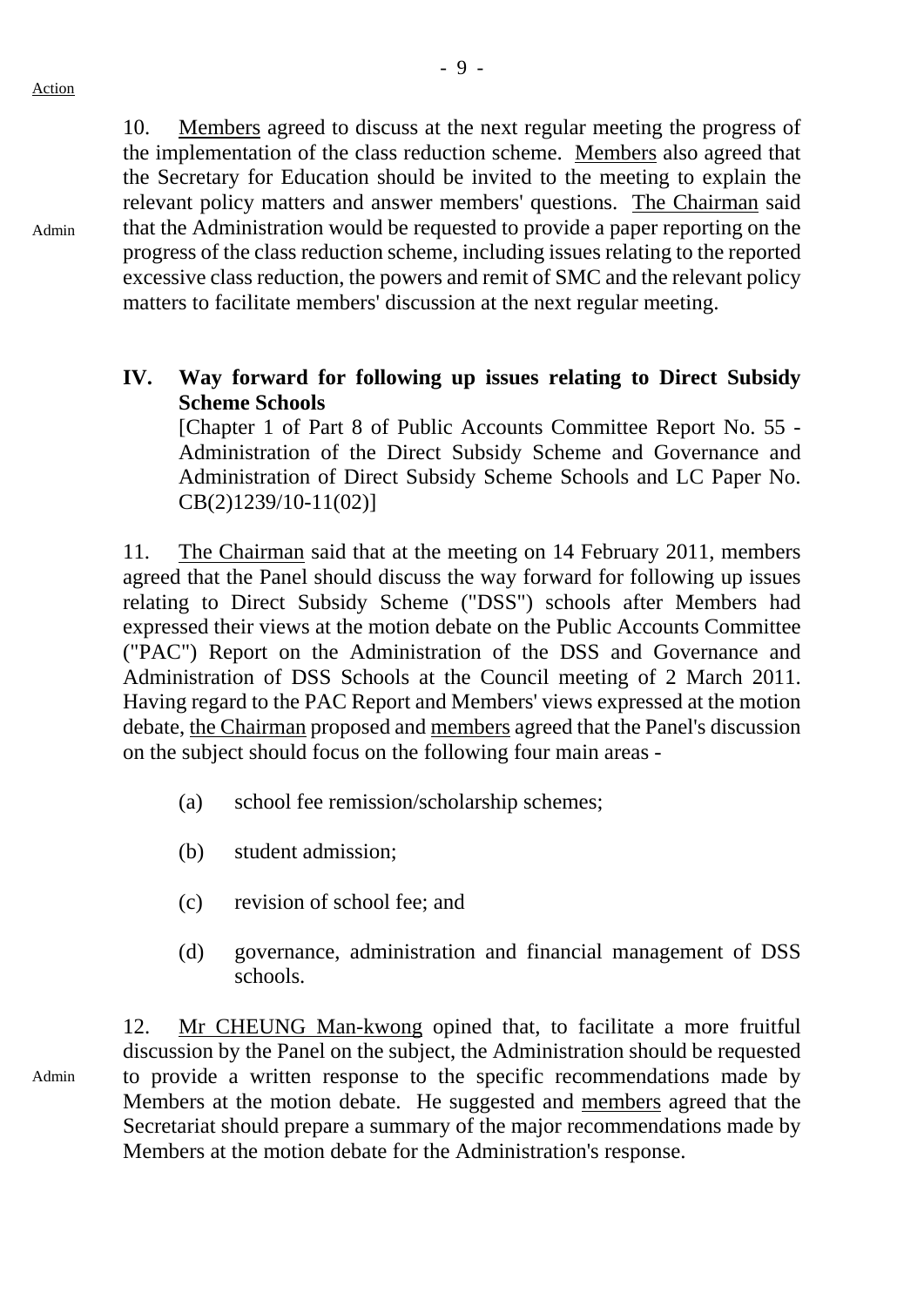Action

10. Members agreed to discuss at the next regular meeting the progress of the implementation of the class reduction scheme. Members also agreed that the Secretary for Education should be invited to the meeting to explain the relevant policy matters and answer members' questions. The Chairman said that the Administration would be requested to provide a paper reporting on the progress of the class reduction scheme, including issues relating to the reported excessive class reduction, the powers and remit of SMC and the relevant policy matters to facilitate members' discussion at the next regular meeting.

Admin

## IV. Way forward for following up issues relating to Direct Subsidy Scheme Schools

[Chapter 1 of Part 8 of Public Accounts Committee Report No. 55 - Administration of the Direct Subsidy Scheme and Governance and Administration of Direct Subsidy Scheme Schools and LC Paper No. CB(2)1239/10-11(02)]

11. The Chairman said that at the meeting on 14 February 2011, members agreed that the Panel should discuss the way forward for following up issues relating to Direct Subsidy Scheme ("DSS") schools after Members had expressed their views at the motion debate on the Public Accounts Committee ("PAC") Report on the Administration of the DSS and Governance and Administration of DSS Schools at the Council meeting of 2 March 2011. Having regard to the PAC Report and Members' views expressed at the motion debate, the Chairman proposed and members agreed that the Panel's discussion on the subject should focus on the following four main areas -

(a) school fee remission/scholarship schemes;

(b) student admission;

(c) revision of school fee; and

(d) governance, administration and financial management of DSS schools.

12. Mr CHEUNG Man-kwong opined that, to facilitate a more fruitful discussion by the Panel on the subject, the Administration should be requested to provide a written response to the specific recommendations made by Members at the motion debate. He suggested and members agreed that the Secretariat should prepare a summary of the major recommendations made by Members at the motion debate for the Administration's response.

Admin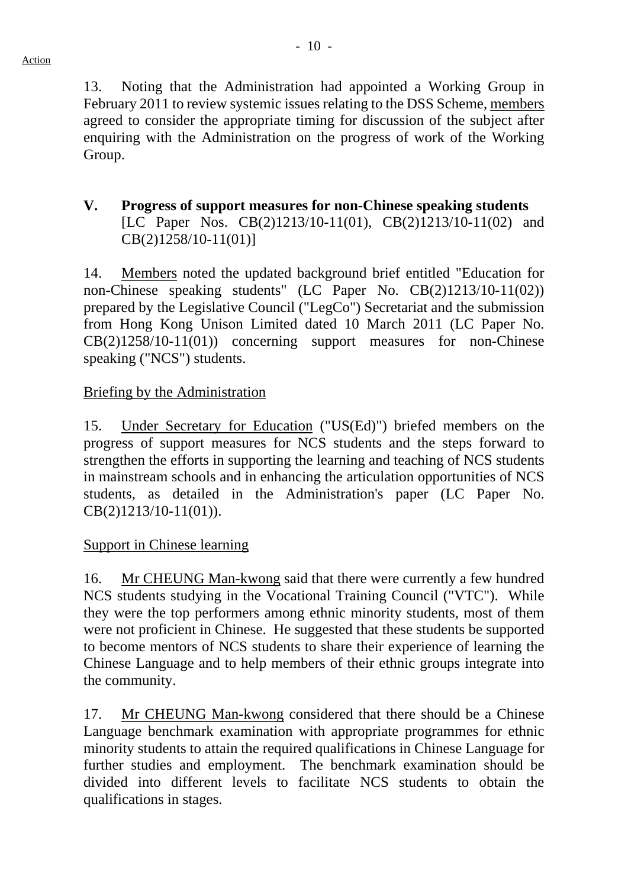13. Noting that the Administration had appointed a Working Group in February 2011 to review systemic issues relating to the DSS Scheme, members agreed to consider the appropriate timing for discussion of the subject after enquiring with the Administration on the progress of work of the Working Group.

## V. Progress of support measures for non-Chinese speaking students

[LC Paper Nos. CB(2)1213/10-11(01), CB(2)1213/10-11(02) and CB(2)1258/10-11(01)]

14. Members noted the updated background brief entitled "Education for non-Chinese speaking students" (LC Paper No. CB(2)1213/10-11(02)) prepared by the Legislative Council ("LegCo") Secretariat and the submission from Hong Kong Unison Limited dated 10 March 2011 (LC Paper No. CB(2)1258/10-11(01)) concerning support measures for non-Chinese speaking ("NCS") students.

### Briefing by the Administration

15. Under Secretary for Education ("US(Ed)") briefed members on the progress of support measures for NCS students and the steps forward to strengthen the efforts in supporting the learning and teaching of NCS students in mainstream schools and in enhancing the articulation opportunities of NCS students, as detailed in the Administration's paper (LC Paper No. CB(2)1213/10-11(01)).

### Support in Chinese learning

16. Mr CHEUNG Man-kwong said that there were currently a few hundred NCS students studying in the Vocational Training Council ("VTC"). While they were the top performers among ethnic minority students, most of them were not proficient in Chinese. He suggested that these students be supported to become mentors of NCS students to share their experience of learning the Chinese Language and to help members of their ethnic groups integrate into the community.

17. Mr CHEUNG Man-kwong considered that there should be a Chinese Language benchmark examination with appropriate programmes for ethnic minority students to attain the required qualifications in Chinese Language for further studies and employment. The benchmark examination should be divided into different levels to facilitate NCS students to obtain the qualifications in stages.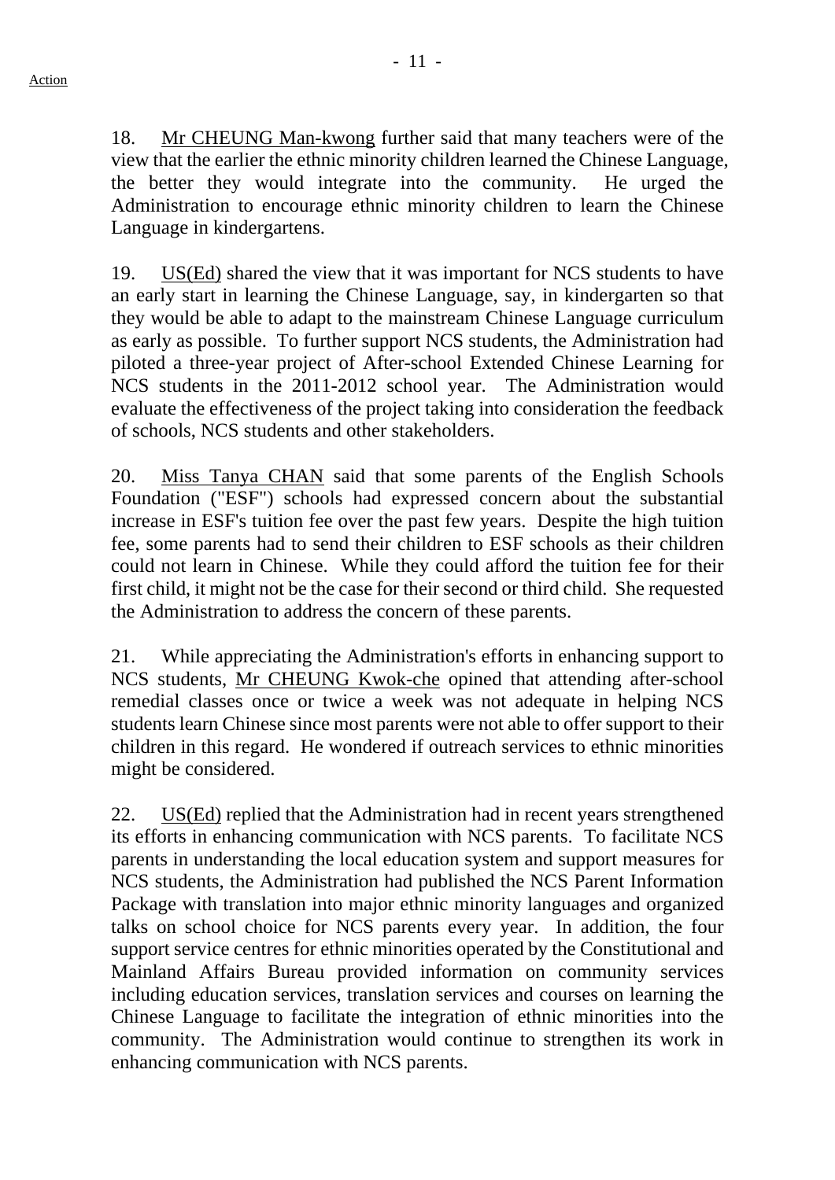18. Mr CHEUNG Man-kwong further said that many teachers were of the view that the earlier the ethnic minority children learned the Chinese Language, the better they would integrate into the community. He urged the Administration to encourage ethnic minority children to learn the Chinese Language in kindergartens.

19. US(Ed) shared the view that it was important for NCS students to have an early start in learning the Chinese Language, say, in kindergarten so that they would be able to adapt to the mainstream Chinese Language curriculum as early as possible. To further support NCS students, the Administration had piloted a three-year project of After-school Extended Chinese Learning for NCS students in the 2011-2012 school year. The Administration would evaluate the effectiveness of the project taking into consideration the feedback of schools, NCS students and other stakeholders.

20. Miss Tanya CHAN said that some parents of the English Schools Foundation ("ESF") schools had expressed concern about the substantial increase in ESF's tuition fee over the past few years. Despite the high tuition fee, some parents had to send their children to ESF schools as their children could not learn in Chinese. While they could afford the tuition fee for their first child, it might not be the case for their second or third child. She requested the Administration to address the concern of these parents.

21. While appreciating the Administration's efforts in enhancing support to NCS students, Mr CHEUNG Kwok-che opined that attending after-school remedial classes once or twice a week was not adequate in helping NCS students learn Chinese since most parents were not able to offer support to their children in this regard. He wondered if outreach services to ethnic minorities might be considered.

22. US(Ed) replied that the Administration had in recent years strengthened its efforts in enhancing communication with NCS parents. To facilitate NCS parents in understanding the local education system and support measures for NCS students, the Administration had published the NCS Parent Information Package with translation into major ethnic minority languages and organized talks on school choice for NCS parents every year. In addition, the four support service centres for ethnic minorities operated by the Constitutional and Mainland Affairs Bureau provided information on community services including education services, translation services and courses on learning the Chinese Language to facilitate the integration of ethnic minorities into the community. The Administration would continue to strengthen its work in enhancing communication with NCS parents.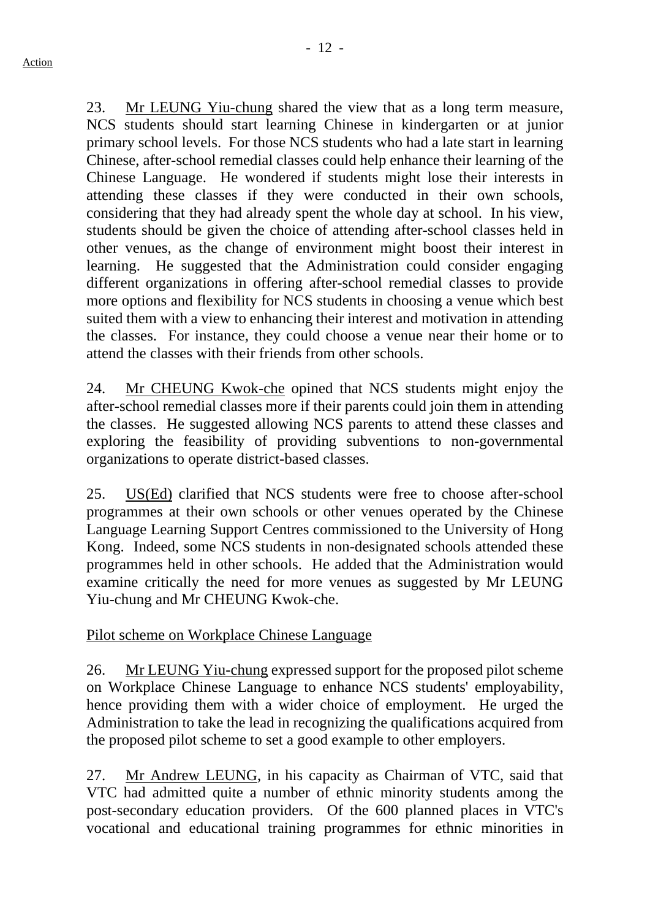23. Mr LEUNG Yiu-chung shared the view that as a long term measure, NCS students should start learning Chinese in kindergarten or at junior primary school levels. For those NCS students who had a late start in learning Chinese, after-school remedial classes could help enhance their learning of the Chinese Language. He wondered if students might lose their interests in attending these classes if they were conducted in their own schools, considering that they had already spent the whole day at school. In his view, students should be given the choice of attending after-school classes held in other venues, as the change of environment might boost their interest in learning. He suggested that the Administration could consider engaging different organizations in offering after-school remedial classes to provide more options and flexibility for NCS students in choosing a venue which best suited them with a view to enhancing their interest and motivation in attending the classes. For instance, they could choose a venue near their home or to attend the classes with their friends from other schools.

24. Mr CHEUNG Kwok-che opined that NCS students might enjoy the after-school remedial classes more if their parents could join them in attending the classes. He suggested allowing NCS parents to attend these classes and exploring the feasibility of providing subventions to non-governmental organizations to operate district-based classes.

25. US(Ed) clarified that NCS students were free to choose after-school programmes at their own schools or other venues operated by the Chinese Language Learning Support Centres commissioned to the University of Hong Kong. Indeed, some NCS students in non-designated schools attended these programmes held in other schools. He added that the Administration would examine critically the need for more venues as suggested by Mr LEUNG Yiu-chung and Mr CHEUNG Kwok-che.

Pilot scheme on Workplace Chinese Language

26. Mr LEUNG Yiu-chung expressed support for the proposed pilot scheme on Workplace Chinese Language to enhance NCS students' employability, hence providing them with a wider choice of employment. He urged the Administration to take the lead in recognizing the qualifications acquired from the proposed pilot scheme to set a good example to other employers.

27. Mr Andrew LEUNG, in his capacity as Chairman of VTC, said that VTC had admitted quite a number of ethnic minority students among the post-secondary education providers. Of the 600 planned places in VTC's vocational and educational training programmes for ethnic minorities in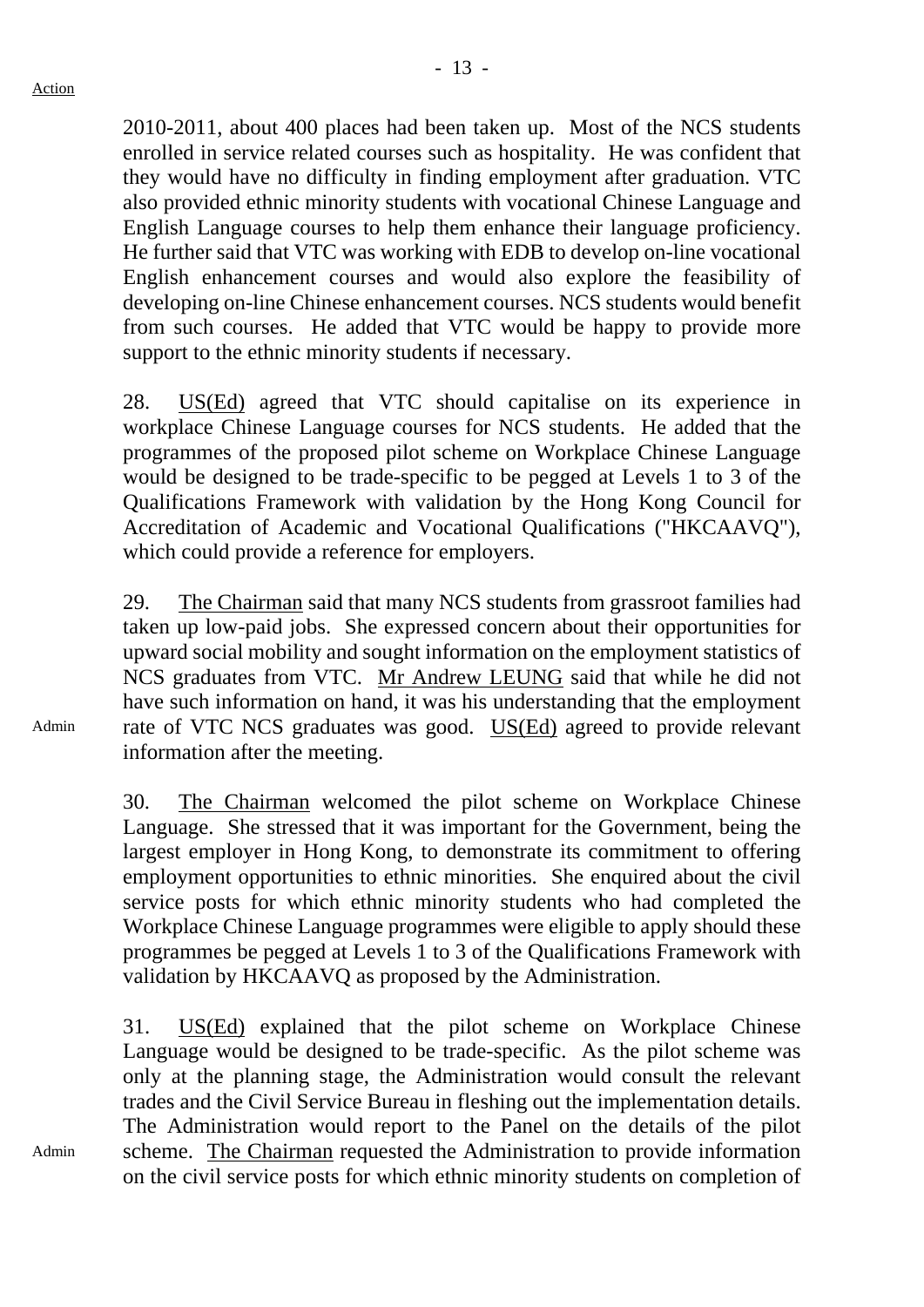2010-2011, about 400 places had been taken up. Most of the NCS students enrolled in service related courses such as hospitality. He was confident that they would have no difficulty in finding employment after graduation. VTC also provided ethnic minority students with vocational Chinese Language and English Language courses to help them enhance their language proficiency. He further said that VTC was working with EDB to develop on-line vocational English enhancement courses and would also explore the feasibility of developing on-line Chinese enhancement courses. NCS students would benefit from such courses. He added that VTC would be happy to provide more support to the ethnic minority students if necessary.

28. US(Ed) agreed that VTC should capitalise on its experience in workplace Chinese Language courses for NCS students. He added that the programmes of the proposed pilot scheme on Workplace Chinese Language would be designed to be trade-specific to be pegged at Levels 1 to 3 of the Qualifications Framework with validation by the Hong Kong Council for Accreditation of Academic and Vocational Qualifications ("HKCAAVQ"), which could provide a reference for employers.

29. The Chairman said that many NCS students from grassroot families had taken up low-paid jobs. She expressed concern about their opportunities for upward social mobility and sought information on the employment statistics of NCS graduates from VTC. Mr Andrew LEUNG said that while he did not have such information on hand, it was his understanding that the employment rate of VTC NCS graduates was good. US(Ed) agreed to provide relevant information after the meeting.

Admin

30. The Chairman welcomed the pilot scheme on Workplace Chinese Language. She stressed that it was important for the Government, being the largest employer in Hong Kong, to demonstrate its commitment to offering employment opportunities to ethnic minorities. She enquired about the civil service posts for which ethnic minority students who had completed the Workplace Chinese Language programmes were eligible to apply should these programmes be pegged at Levels 1 to 3 of the Qualifications Framework with validation by HKCAAVQ as proposed by the Administration.

31. US(Ed) explained that the pilot scheme on Workplace Chinese Language would be designed to be trade-specific. As the pilot scheme was only at the planning stage, the Administration would consult the relevant trades and the Civil Service Bureau in fleshing out the implementation details. The Administration would report to the Panel on the details of the pilot scheme. The Chairman requested the Administration to provide information on the civil service posts for which ethnic minority students on completion of

Admin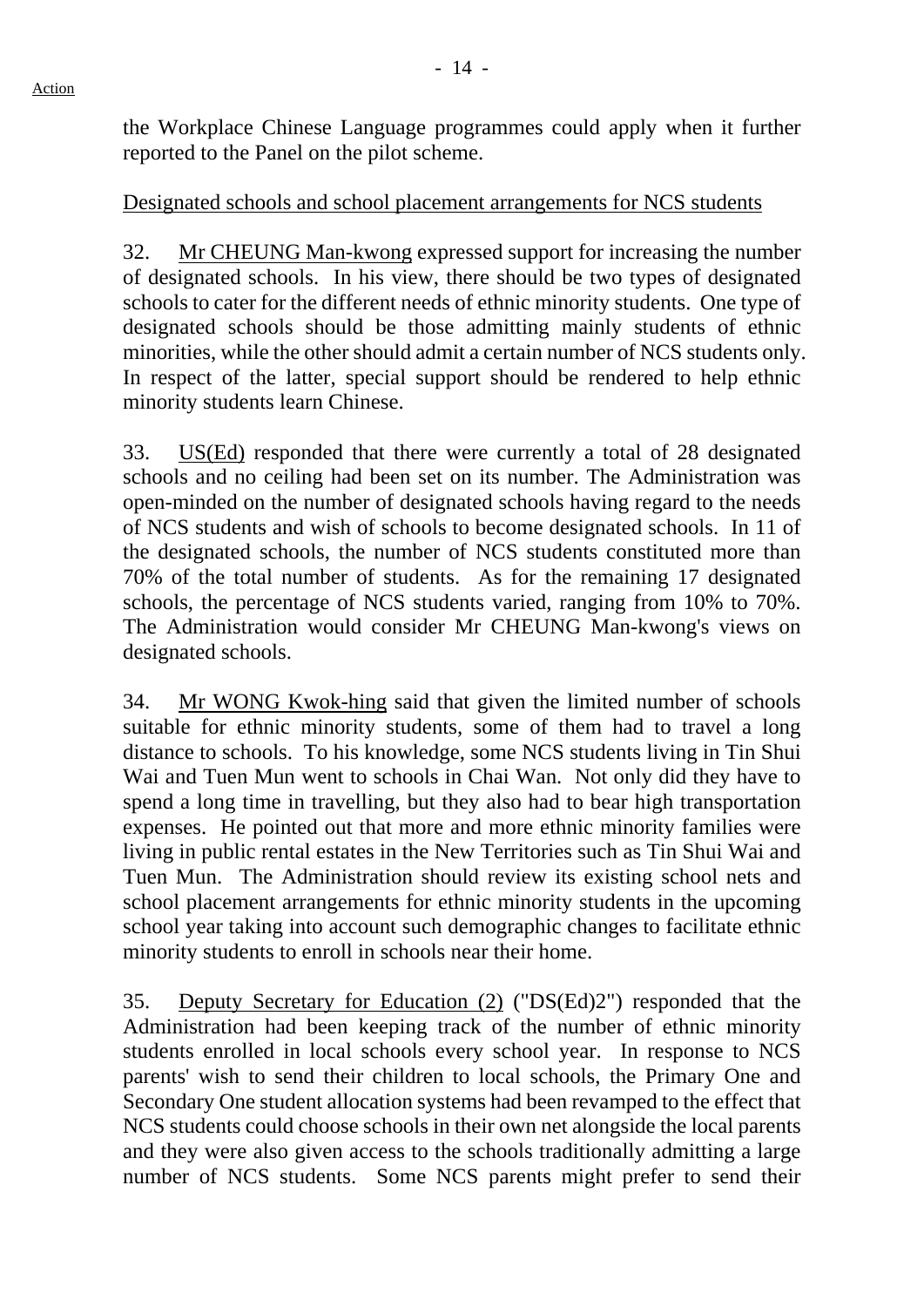the Workplace Chinese Language programmes could apply when it further reported to the Panel on the pilot scheme.

Designated schools and school placement arrangements for NCS students

32. Mr CHEUNG Man-kwong expressed support for increasing the number of designated schools. In his view, there should be two types of designated schools to cater for the different needs of ethnic minority students. One type of designated schools should be those admitting mainly students of ethnic minorities, while the other should admit a certain number of NCS students only. In respect of the latter, special support should be rendered to help ethnic minority students learn Chinese.

33. US(Ed) responded that there were currently a total of 28 designated schools and no ceiling had been set on its number. The Administration was open-minded on the number of designated schools having regard to the needs of NCS students and wish of schools to become designated schools. In 11 of the designated schools, the number of NCS students constituted more than 70% of the total number of students. As for the remaining 17 designated schools, the percentage of NCS students varied, ranging from 10% to 70%. The Administration would consider Mr CHEUNG Man-kwong's views on designated schools.

34. Mr WONG Kwok-hing said that given the limited number of schools suitable for ethnic minority students, some of them had to travel a long distance to schools. To his knowledge, some NCS students living in Tin Shui Wai and Tuen Mun went to schools in Chai Wan. Not only did they have to spend a long time in travelling, but they also had to bear high transportation expenses. He pointed out that more and more ethnic minority families were living in public rental estates in the New Territories such as Tin Shui Wai and Tuen Mun. The Administration should review its existing school nets and school placement arrangements for ethnic minority students in the upcoming school year taking into account such demographic changes to facilitate ethnic minority students to enroll in schools near their home.

35. Deputy Secretary for Education (2) ("DS(Ed)2") responded that the Administration had been keeping track of the number of ethnic minority students enrolled in local schools every school year. In response to NCS parents' wish to send their children to local schools, the Primary One and Secondary One student allocation systems had been revamped to the effect that NCS students could choose schools in their own net alongside the local parents and they were also given access to the schools traditionally admitting a large number of NCS students. Some NCS parents might prefer to send their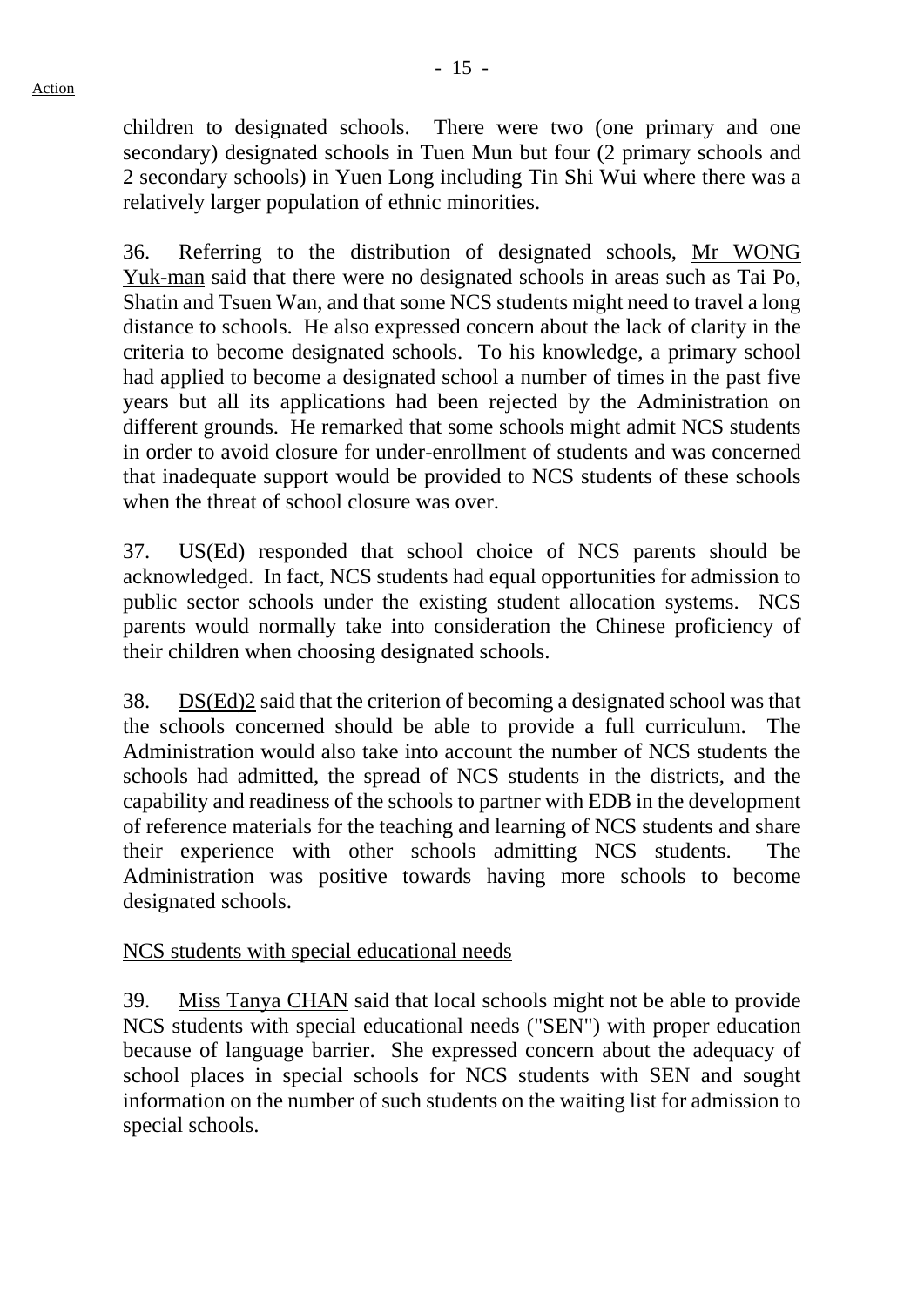children to designated schools. There were two (one primary and one secondary) designated schools in Tuen Mun but four (2 primary schools and 2 secondary schools) in Yuen Long including Tin Shi Wui where there was a relatively larger population of ethnic minorities.

36. Referring to the distribution of designated schools, Mr WONG Yuk-man said that there were no designated schools in areas such as Tai Po, Shatin and Tsuen Wan, and that some NCS students might need to travel a long distance to schools. He also expressed concern about the lack of clarity in the criteria to become designated schools. To his knowledge, a primary school had applied to become a designated school a number of times in the past five years but all its applications had been rejected by the Administration on different grounds. He remarked that some schools might admit NCS students in order to avoid closure for under-enrollment of students and was concerned that inadequate support would be provided to NCS students of these schools when the threat of school closure was over.

37. US(Ed) responded that school choice of NCS parents should be acknowledged. In fact, NCS students had equal opportunities for admission to public sector schools under the existing student allocation systems. NCS parents would normally take into consideration the Chinese proficiency of their children when choosing designated schools.

38. DS(Ed)2 said that the criterion of becoming a designated school was that the schools concerned should be able to provide a full curriculum. The Administration would also take into account the number of NCS students the schools had admitted, the spread of NCS students in the districts, and the capability and readiness of the schools to partner with EDB in the development of reference materials for the teaching and learning of NCS students and share their experience with other schools admitting NCS students. The Administration was positive towards having more schools to become designated schools.

NCS students with special educational needs

39. Miss Tanya CHAN said that local schools might not be able to provide NCS students with special educational needs ("SEN") with proper education because of language barrier. She expressed concern about the adequacy of school places in special schools for NCS students with SEN and sought information on the number of such students on the waiting list for admission to special schools.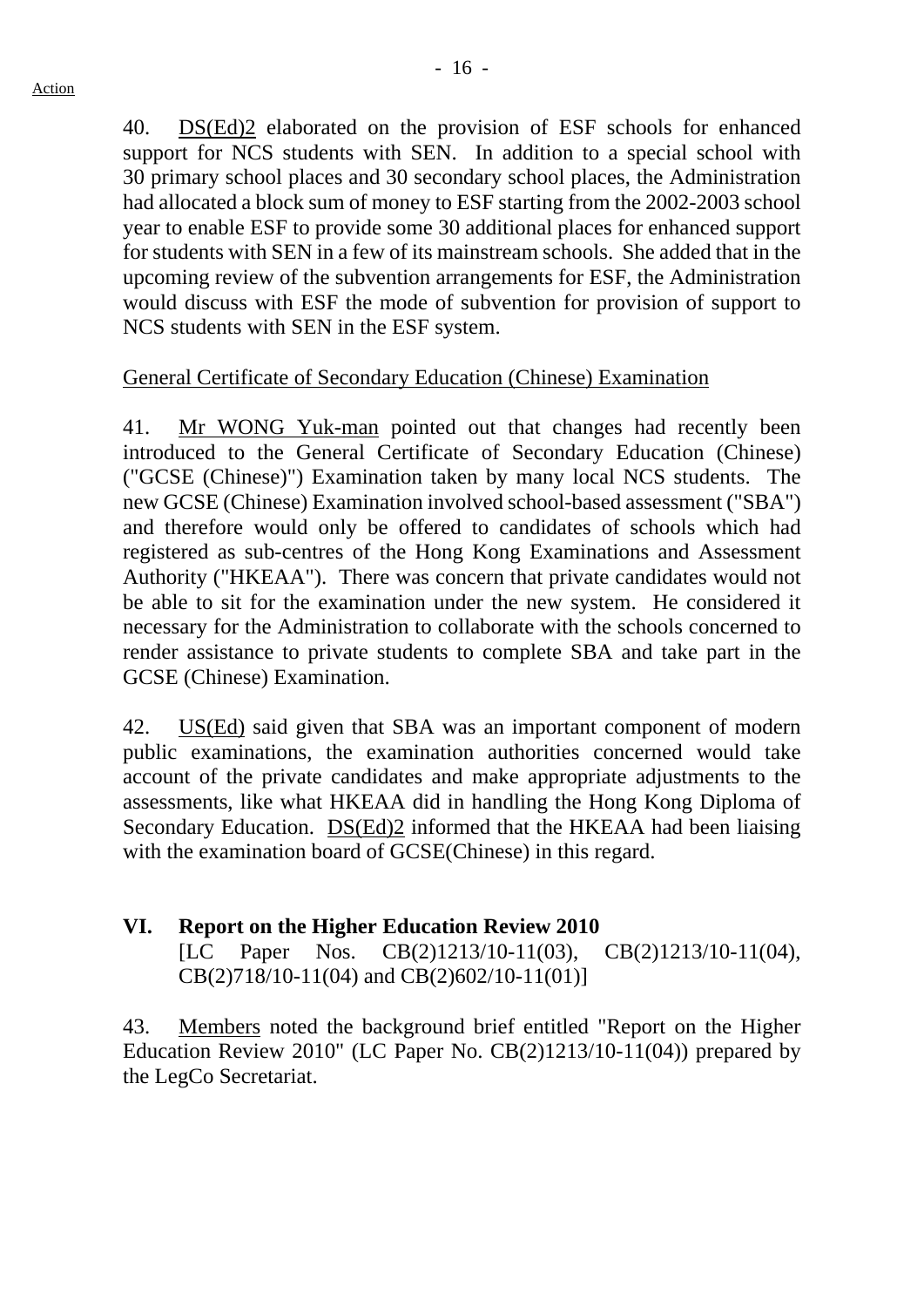40. DS(Ed)2 elaborated on the provision of ESF schools for enhanced support for NCS students with SEN. In addition to a special school with 30 primary school places and 30 secondary school places, the Administration had allocated a block sum of money to ESF starting from the 2002-2003 school year to enable ESF to provide some 30 additional places for enhanced support for students with SEN in a few of its mainstream schools. She added that in the upcoming review of the subvention arrangements for ESF, the Administration would discuss with ESF the mode of subvention for provision of support to NCS students with SEN in the ESF system.

General Certificate of Secondary Education (Chinese) Examination

41. Mr WONG Yuk-man pointed out that changes had recently been introduced to the General Certificate of Secondary Education (Chinese) ("GCSE (Chinese)") Examination taken by many local NCS students. The new GCSE (Chinese) Examination involved school-based assessment ("SBA") and therefore would only be offered to candidates of schools which had registered as sub-centres of the Hong Kong Examinations and Assessment Authority ("HKEAA"). There was concern that private candidates would not be able to sit for the examination under the new system. He considered it necessary for the Administration to collaborate with the schools concerned to render assistance to private students to complete SBA and take part in the GCSE (Chinese) Examination.

42. US(Ed) said given that SBA was an important component of modern public examinations, the examination authorities concerned would take account of the private candidates and make appropriate adjustments to the assessments, like what HKEAA did in handling the Hong Kong Diploma of Secondary Education. DS(Ed)2 informed that the HKEAA had been liaising with the examination board of GCSE(Chinese) in this regard.

## VI. Report on the Higher Education Review 2010

[LC Paper Nos. CB(2)1213/10-11(03), CB(2)1213/10-11(04), CB(2)718/10-11(04) and CB(2)602/10-11(01)]

43. Members noted the background brief entitled "Report on the Higher Education Review 2010" (LC Paper No. CB(2)1213/10-11(04)) prepared by the LegCo Secretariat.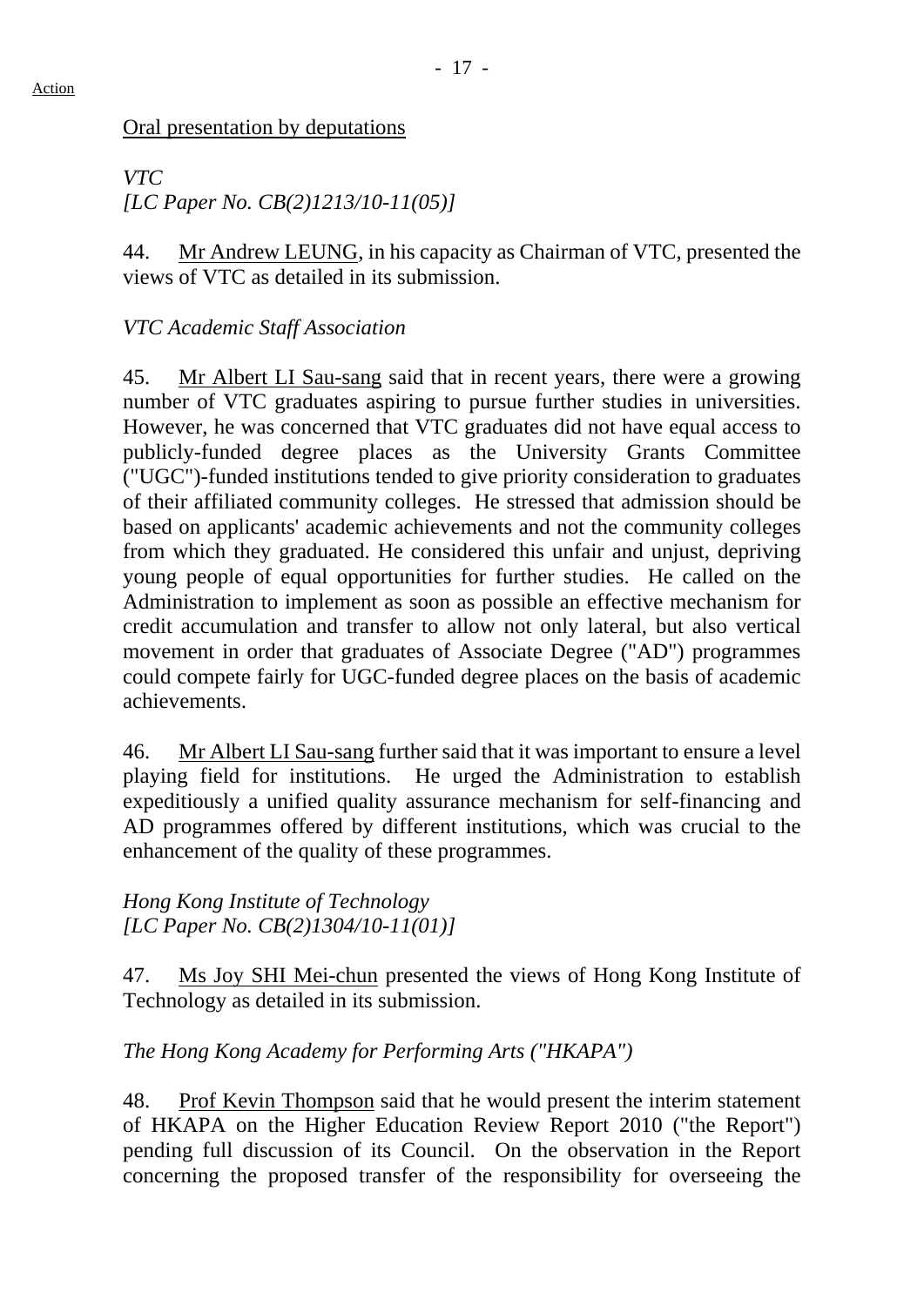Action

Oral presentation by deputations

*VTC*
*[LC Paper No. CB(2)1213/10-11(05)]*

44. Mr Andrew LEUNG, in his capacity as Chairman of VTC, presented the views of VTC as detailed in its submission.

*VTC Academic Staff Association*

45. Mr Albert LI Sau-sang said that in recent years, there were a growing number of VTC graduates aspiring to pursue further studies in universities. However, he was concerned that VTC graduates did not have equal access to publicly-funded degree places as the University Grants Committee ("UGC")-funded institutions tended to give priority consideration to graduates of their affiliated community colleges. He stressed that admission should be based on applicants' academic achievements and not the community colleges from which they graduated. He considered this unfair and unjust, depriving young people of equal opportunities for further studies. He called on the Administration to implement as soon as possible an effective mechanism for credit accumulation and transfer to allow not only lateral, but also vertical movement in order that graduates of Associate Degree ("AD") programmes could compete fairly for UGC-funded degree places on the basis of academic achievements.

46. Mr Albert LI Sau-sang further said that it was important to ensure a level playing field for institutions. He urged the Administration to establish expeditiously a unified quality assurance mechanism for self-financing and AD programmes offered by different institutions, which was crucial to the enhancement of the quality of these programmes.

*Hong Kong Institute of Technology*
*[LC Paper No. CB(2)1304/10-11(01)]*

47. Ms Joy SHI Mei-chun presented the views of Hong Kong Institute of Technology as detailed in its submission.

*The Hong Kong Academy for Performing Arts ("HKAPA")*

48. Prof Kevin Thompson said that he would present the interim statement of HKAPA on the Higher Education Review Report 2010 ("the Report") pending full discussion of its Council. On the observation in the Report concerning the proposed transfer of the responsibility for overseeing the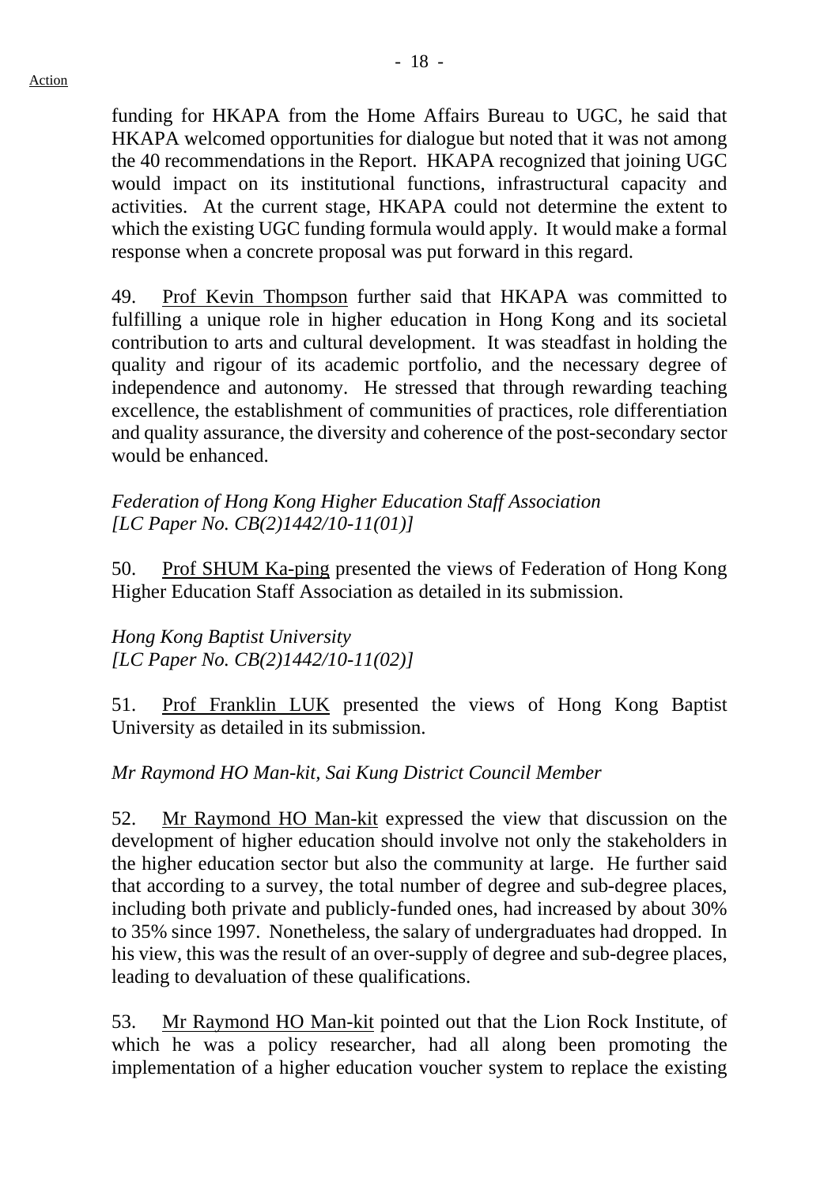funding for HKAPA from the Home Affairs Bureau to UGC, he said that HKAPA welcomed opportunities for dialogue but noted that it was not among the 40 recommendations in the Report. HKAPA recognized that joining UGC would impact on its institutional functions, infrastructural capacity and activities. At the current stage, HKAPA could not determine the extent to which the existing UGC funding formula would apply. It would make a formal response when a concrete proposal was put forward in this regard.

49. Prof Kevin Thompson further said that HKAPA was committed to fulfilling a unique role in higher education in Hong Kong and its societal contribution to arts and cultural development. It was steadfast in holding the quality and rigour of its academic portfolio, and the necessary degree of independence and autonomy. He stressed that through rewarding teaching excellence, the establishment of communities of practices, role differentiation and quality assurance, the diversity and coherence of the post-secondary sector would be enhanced.

*Federation of Hong Kong Higher Education Staff Association*
*[LC Paper No. CB(2)1442/10-11(01)]*

50. Prof SHUM Ka-ping presented the views of Federation of Hong Kong Higher Education Staff Association as detailed in its submission.

*Hong Kong Baptist University*
*[LC Paper No. CB(2)1442/10-11(02)]*

51. Prof Franklin LUK presented the views of Hong Kong Baptist University as detailed in its submission.

*Mr Raymond HO Man-kit, Sai Kung District Council Member*

52. Mr Raymond HO Man-kit expressed the view that discussion on the development of higher education should involve not only the stakeholders in the higher education sector but also the community at large. He further said that according to a survey, the total number of degree and sub-degree places, including both private and publicly-funded ones, had increased by about 30% to 35% since 1997. Nonetheless, the salary of undergraduates had dropped. In his view, this was the result of an over-supply of degree and sub-degree places, leading to devaluation of these qualifications.

53. Mr Raymond HO Man-kit pointed out that the Lion Rock Institute, of which he was a policy researcher, had all along been promoting the implementation of a higher education voucher system to replace the existing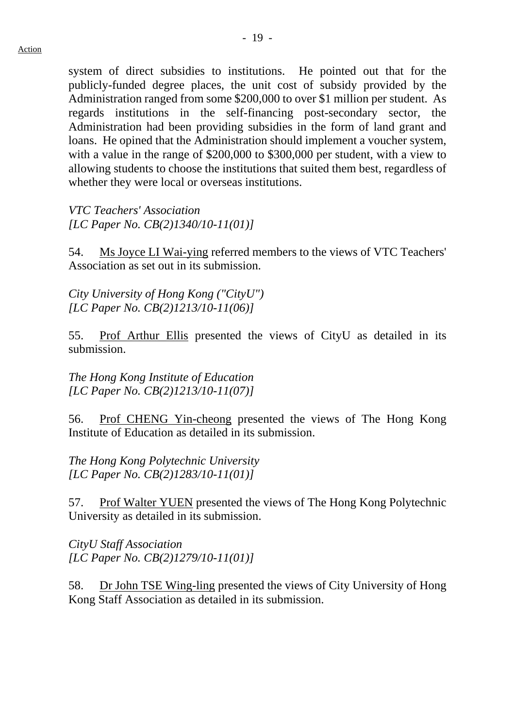system of direct subsidies to institutions. He pointed out that for the publicly-funded degree places, the unit cost of subsidy provided by the Administration ranged from some $200,000 to over $1 million per student. As regards institutions in the self-financing post-secondary sector, the Administration had been providing subsidies in the form of land grant and loans. He opined that the Administration should implement a voucher system, with a value in the range of $200,000 to $300,000 per student, with a view to allowing students to choose the institutions that suited them best, regardless of whether they were local or overseas institutions.

*VTC Teachers' Association*
*[LC Paper No. CB(2)1340/10-11(01)]*

54. Ms Joyce LI Wai-ying referred members to the views of VTC Teachers' Association as set out in its submission.

*City University of Hong Kong ("CityU")*
*[LC Paper No. CB(2)1213/10-11(06)]*

55. Prof Arthur Ellis presented the views of CityU as detailed in its submission.

*The Hong Kong Institute of Education*
*[LC Paper No. CB(2)1213/10-11(07)]*

56. Prof CHENG Yin-cheong presented the views of The Hong Kong Institute of Education as detailed in its submission.

*The Hong Kong Polytechnic University*
*[LC Paper No. CB(2)1283/10-11(01)]*

57. Prof Walter YUEN presented the views of The Hong Kong Polytechnic University as detailed in its submission.

*CityU Staff Association*
*[LC Paper No. CB(2)1279/10-11(01)]*

58. Dr John TSE Wing-ling presented the views of City University of Hong Kong Staff Association as detailed in its submission.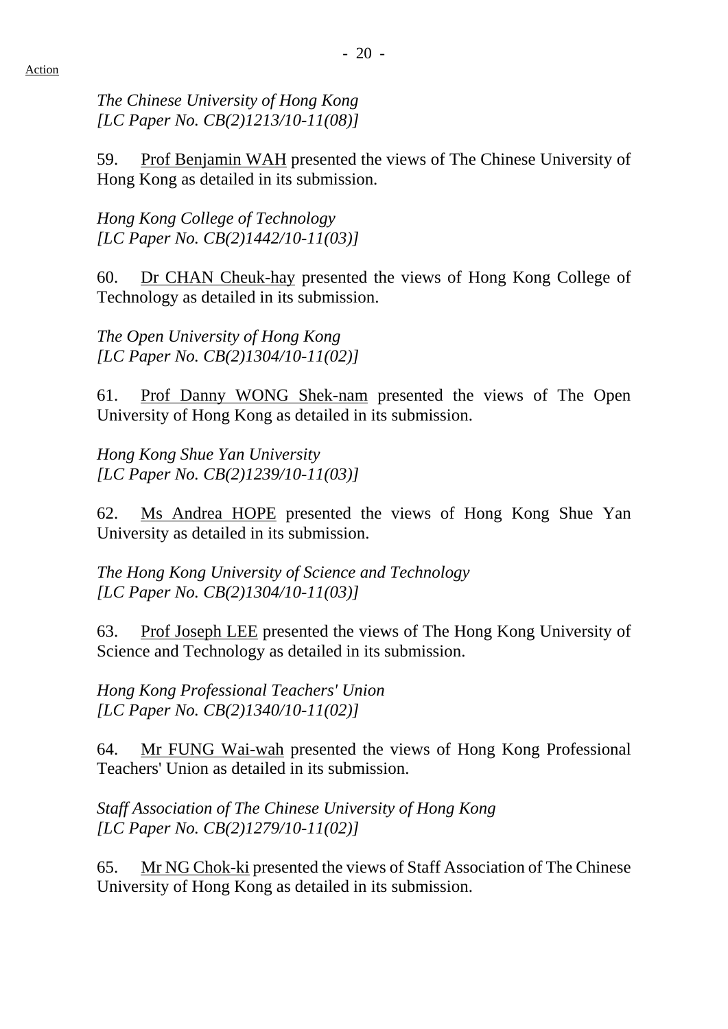*The Chinese University of Hong Kong*
*[LC Paper No. CB(2)1213/10-11(08)]*

59. Prof Benjamin WAH presented the views of The Chinese University of Hong Kong as detailed in its submission.

*Hong Kong College of Technology*
*[LC Paper No. CB(2)1442/10-11(03)]*

60. Dr CHAN Cheuk-hay presented the views of Hong Kong College of Technology as detailed in its submission.

*The Open University of Hong Kong*
*[LC Paper No. CB(2)1304/10-11(02)]*

61. Prof Danny WONG Shek-nam presented the views of The Open University of Hong Kong as detailed in its submission.

*Hong Kong Shue Yan University*
*[LC Paper No. CB(2)1239/10-11(03)]*

62. Ms Andrea HOPE presented the views of Hong Kong Shue Yan University as detailed in its submission.

*The Hong Kong University of Science and Technology*
*[LC Paper No. CB(2)1304/10-11(03)]*

63. Prof Joseph LEE presented the views of The Hong Kong University of Science and Technology as detailed in its submission.

*Hong Kong Professional Teachers' Union*
*[LC Paper No. CB(2)1340/10-11(02)]*

64. Mr FUNG Wai-wah presented the views of Hong Kong Professional Teachers' Union as detailed in its submission.

*Staff Association of The Chinese University of Hong Kong*
*[LC Paper No. CB(2)1279/10-11(02)]*

65. Mr NG Chok-ki presented the views of Staff Association of The Chinese University of Hong Kong as detailed in its submission.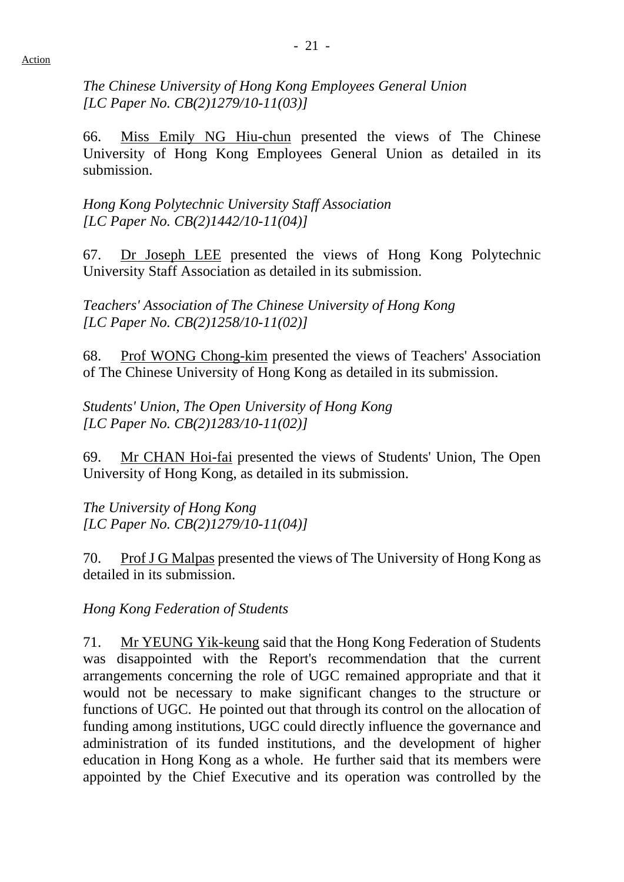*The Chinese University of Hong Kong Employees General Union [LC Paper No. CB(2)1279/10-11(03)]*

66. Miss Emily NG Hiu-chun presented the views of The Chinese University of Hong Kong Employees General Union as detailed in its submission.

*Hong Kong Polytechnic University Staff Association [LC Paper No. CB(2)1442/10-11(04)]*

67. Dr Joseph LEE presented the views of Hong Kong Polytechnic University Staff Association as detailed in its submission.

*Teachers' Association of The Chinese University of Hong Kong [LC Paper No. CB(2)1258/10-11(02)]*

68. Prof WONG Chong-kim presented the views of Teachers' Association of The Chinese University of Hong Kong as detailed in its submission.

*Students' Union, The Open University of Hong Kong [LC Paper No. CB(2)1283/10-11(02)]*

69. Mr CHAN Hoi-fai presented the views of Students' Union, The Open University of Hong Kong, as detailed in its submission.

*The University of Hong Kong [LC Paper No. CB(2)1279/10-11(04)]*

70. Prof J G Malpas presented the views of The University of Hong Kong as detailed in its submission.

*Hong Kong Federation of Students*

71. Mr YEUNG Yik-keung said that the Hong Kong Federation of Students was disappointed with the Report's recommendation that the current arrangements concerning the role of UGC remained appropriate and that it would not be necessary to make significant changes to the structure or functions of UGC. He pointed out that through its control on the allocation of funding among institutions, UGC could directly influence the governance and administration of its funded institutions, and the development of higher education in Hong Kong as a whole. He further said that its members were appointed by the Chief Executive and its operation was controlled by the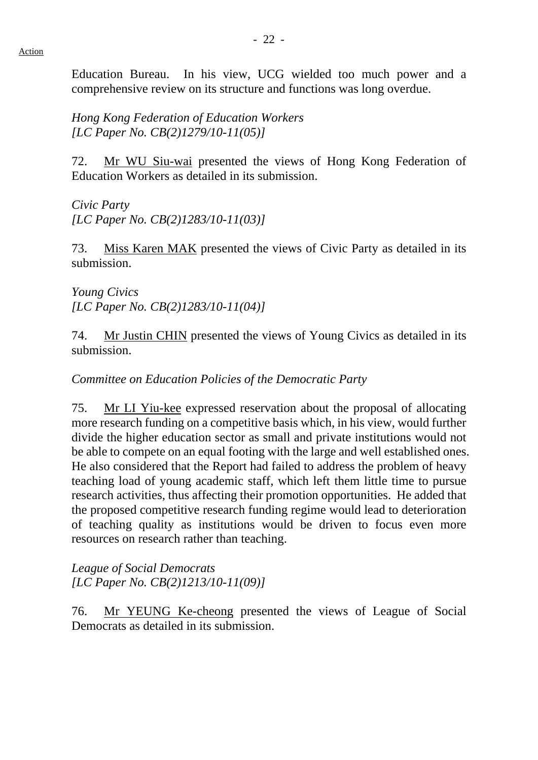Education Bureau. In his view, UCG wielded too much power and a comprehensive review on its structure and functions was long overdue.

*Hong Kong Federation of Education Workers*
*[LC Paper No. CB(2)1279/10-11(05)]*

72. Mr WU Siu-wai presented the views of Hong Kong Federation of Education Workers as detailed in its submission.

*Civic Party*
*[LC Paper No. CB(2)1283/10-11(03)]*

73. Miss Karen MAK presented the views of Civic Party as detailed in its submission.

*Young Civics*
*[LC Paper No. CB(2)1283/10-11(04)]*

74. Mr Justin CHIN presented the views of Young Civics as detailed in its submission.

*Committee on Education Policies of the Democratic Party*

75. Mr LI Yiu-kee expressed reservation about the proposal of allocating more research funding on a competitive basis which, in his view, would further divide the higher education sector as small and private institutions would not be able to compete on an equal footing with the large and well established ones. He also considered that the Report had failed to address the problem of heavy teaching load of young academic staff, which left them little time to pursue research activities, thus affecting their promotion opportunities. He added that the proposed competitive research funding regime would lead to deterioration of teaching quality as institutions would be driven to focus even more resources on research rather than teaching.

*League of Social Democrats*
*[LC Paper No. CB(2)1213/10-11(09)]*

76. Mr YEUNG Ke-cheong presented the views of League of Social Democrats as detailed in its submission.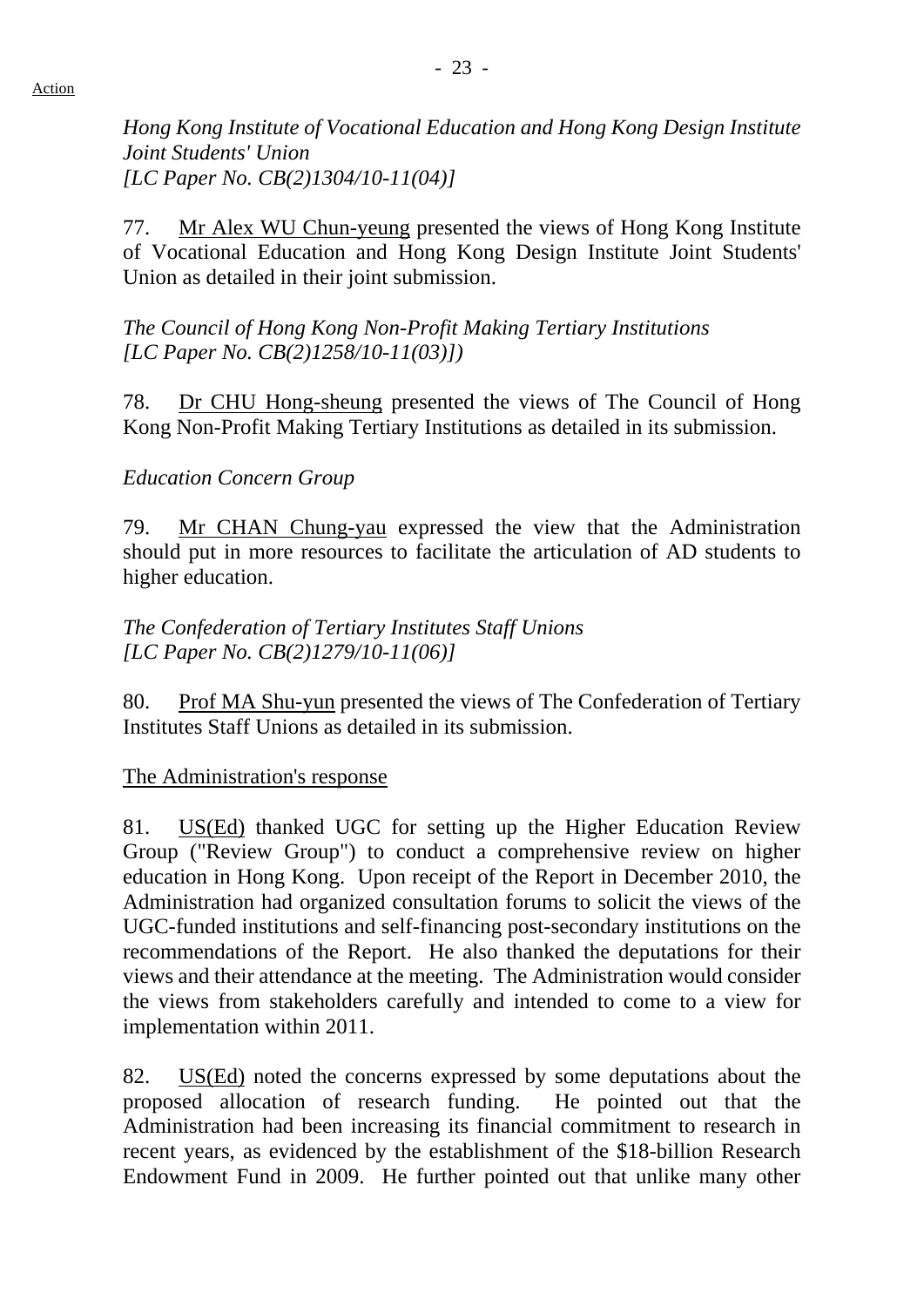*Hong Kong Institute of Vocational Education and Hong Kong Design Institute Joint Students' Union*
*[LC Paper No. CB(2)1304/10-11(04)]*

77. Mr Alex WU Chun-yeung presented the views of Hong Kong Institute of Vocational Education and Hong Kong Design Institute Joint Students' Union as detailed in their joint submission.

*The Council of Hong Kong Non-Profit Making Tertiary Institutions*
*[LC Paper No. CB(2)1258/10-11(03)])*

78. Dr CHU Hong-sheung presented the views of The Council of Hong Kong Non-Profit Making Tertiary Institutions as detailed in its submission.

*Education Concern Group*

79. Mr CHAN Chung-yau expressed the view that the Administration should put in more resources to facilitate the articulation of AD students to higher education.

*The Confederation of Tertiary Institutes Staff Unions*
*[LC Paper No. CB(2)1279/10-11(06)]*

80. Prof MA Shu-yun presented the views of The Confederation of Tertiary Institutes Staff Unions as detailed in its submission.

The Administration's response

81. US(Ed) thanked UGC for setting up the Higher Education Review Group ("Review Group") to conduct a comprehensive review on higher education in Hong Kong. Upon receipt of the Report in December 2010, the Administration had organized consultation forums to solicit the views of the UGC-funded institutions and self-financing post-secondary institutions on the recommendations of the Report. He also thanked the deputations for their views and their attendance at the meeting. The Administration would consider the views from stakeholders carefully and intended to come to a view for implementation within 2011.

82. US(Ed) noted the concerns expressed by some deputations about the proposed allocation of research funding. He pointed out that the Administration had been increasing its financial commitment to research in recent years, as evidenced by the establishment of the $18-billion Research Endowment Fund in 2009. He further pointed out that unlike many other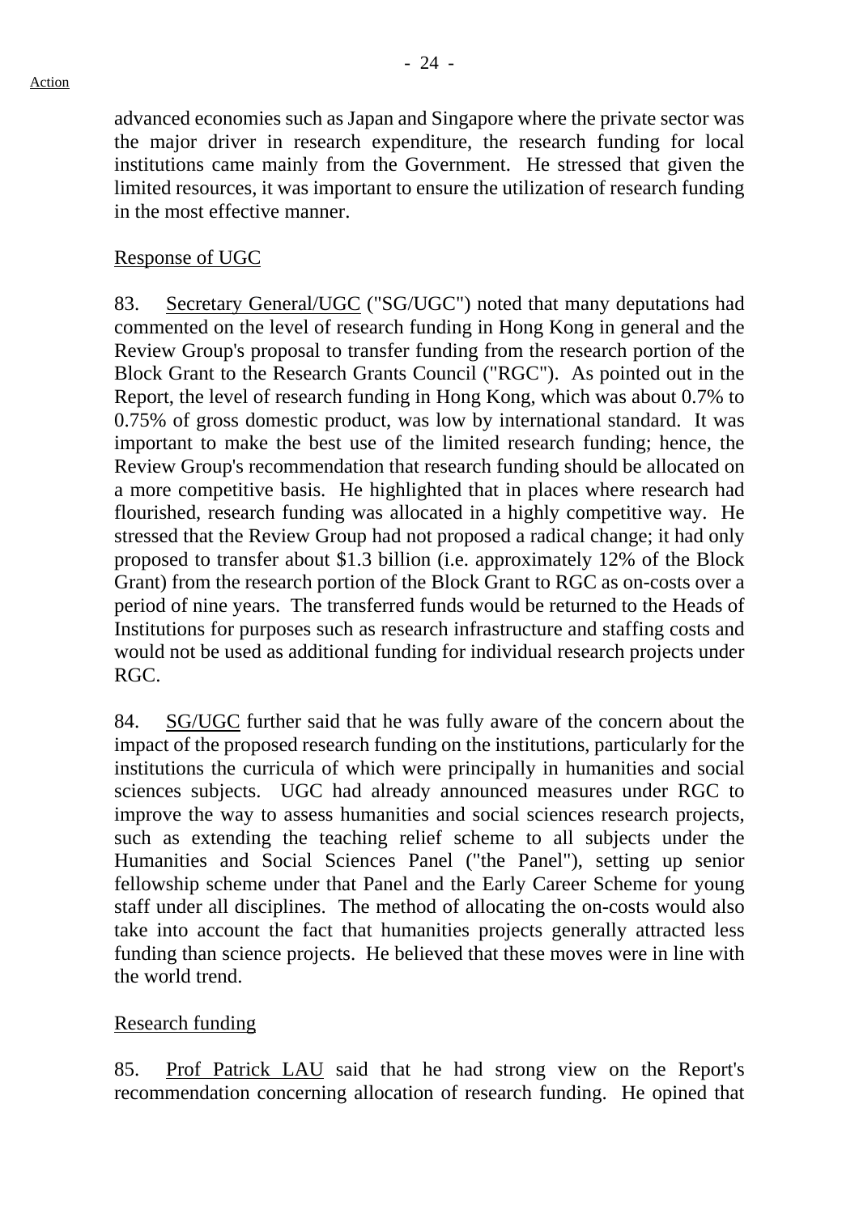advanced economies such as Japan and Singapore where the private sector was the major driver in research expenditure, the research funding for local institutions came mainly from the Government. He stressed that given the limited resources, it was important to ensure the utilization of research funding in the most effective manner.

Response of UGC

83. Secretary General/UGC ("SG/UGC") noted that many deputations had commented on the level of research funding in Hong Kong in general and the Review Group's proposal to transfer funding from the research portion of the Block Grant to the Research Grants Council ("RGC"). As pointed out in the Report, the level of research funding in Hong Kong, which was about 0.7% to 0.75% of gross domestic product, was low by international standard. It was important to make the best use of the limited research funding; hence, the Review Group's recommendation that research funding should be allocated on a more competitive basis. He highlighted that in places where research had flourished, research funding was allocated in a highly competitive way. He stressed that the Review Group had not proposed a radical change; it had only proposed to transfer about $1.3 billion (i.e. approximately 12% of the Block Grant) from the research portion of the Block Grant to RGC as on-costs over a period of nine years. The transferred funds would be returned to the Heads of Institutions for purposes such as research infrastructure and staffing costs and would not be used as additional funding for individual research projects under RGC.

84. SG/UGC further said that he was fully aware of the concern about the impact of the proposed research funding on the institutions, particularly for the institutions the curricula of which were principally in humanities and social sciences subjects. UGC had already announced measures under RGC to improve the way to assess humanities and social sciences research projects, such as extending the teaching relief scheme to all subjects under the Humanities and Social Sciences Panel ("the Panel"), setting up senior fellowship scheme under that Panel and the Early Career Scheme for young staff under all disciplines. The method of allocating the on-costs would also take into account the fact that humanities projects generally attracted less funding than science projects. He believed that these moves were in line with the world trend.

Research funding

85. Prof Patrick LAU said that he had strong view on the Report's recommendation concerning allocation of research funding. He opined that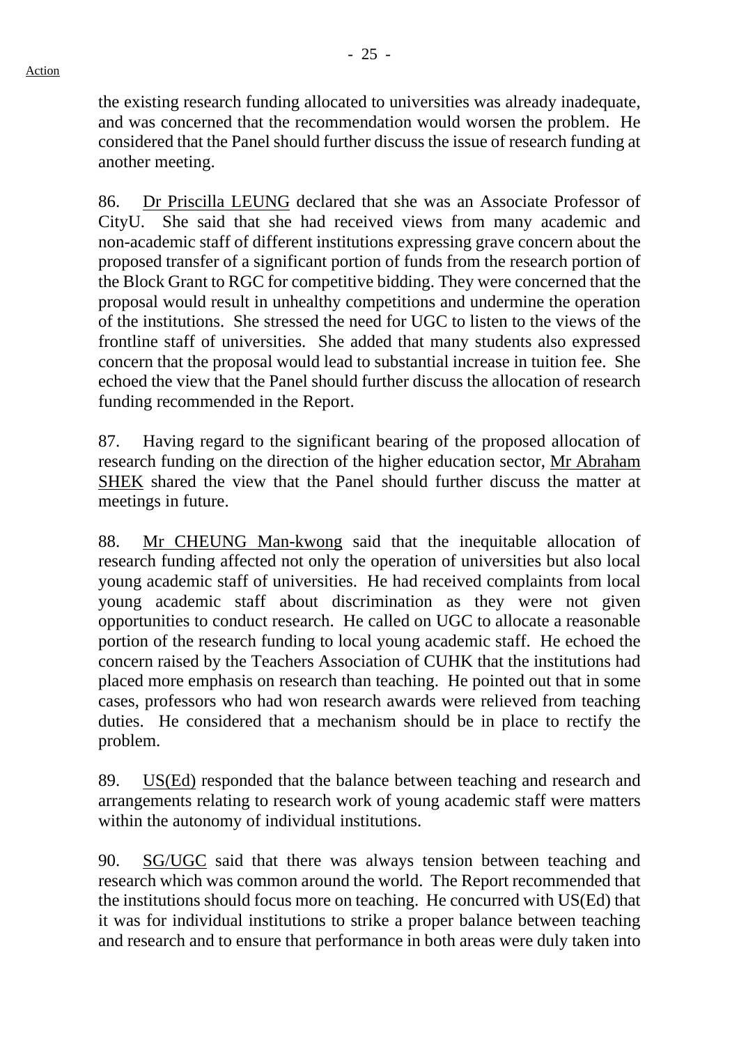the existing research funding allocated to universities was already inadequate, and was concerned that the recommendation would worsen the problem. He considered that the Panel should further discuss the issue of research funding at another meeting.

86. Dr Priscilla LEUNG declared that she was an Associate Professor of CityU. She said that she had received views from many academic and non-academic staff of different institutions expressing grave concern about the proposed transfer of a significant portion of funds from the research portion of the Block Grant to RGC for competitive bidding. They were concerned that the proposal would result in unhealthy competitions and undermine the operation of the institutions. She stressed the need for UGC to listen to the views of the frontline staff of universities. She added that many students also expressed concern that the proposal would lead to substantial increase in tuition fee. She echoed the view that the Panel should further discuss the allocation of research funding recommended in the Report.

87. Having regard to the significant bearing of the proposed allocation of research funding on the direction of the higher education sector, Mr Abraham SHEK shared the view that the Panel should further discuss the matter at meetings in future.

88. Mr CHEUNG Man-kwong said that the inequitable allocation of research funding affected not only the operation of universities but also local young academic staff of universities. He had received complaints from local young academic staff about discrimination as they were not given opportunities to conduct research. He called on UGC to allocate a reasonable portion of the research funding to local young academic staff. He echoed the concern raised by the Teachers Association of CUHK that the institutions had placed more emphasis on research than teaching. He pointed out that in some cases, professors who had won research awards were relieved from teaching duties. He considered that a mechanism should be in place to rectify the problem.

89. US(Ed) responded that the balance between teaching and research and arrangements relating to research work of young academic staff were matters within the autonomy of individual institutions.

90. SG/UGC said that there was always tension between teaching and research which was common around the world. The Report recommended that the institutions should focus more on teaching. He concurred with US(Ed) that it was for individual institutions to strike a proper balance between teaching and research and to ensure that performance in both areas were duly taken into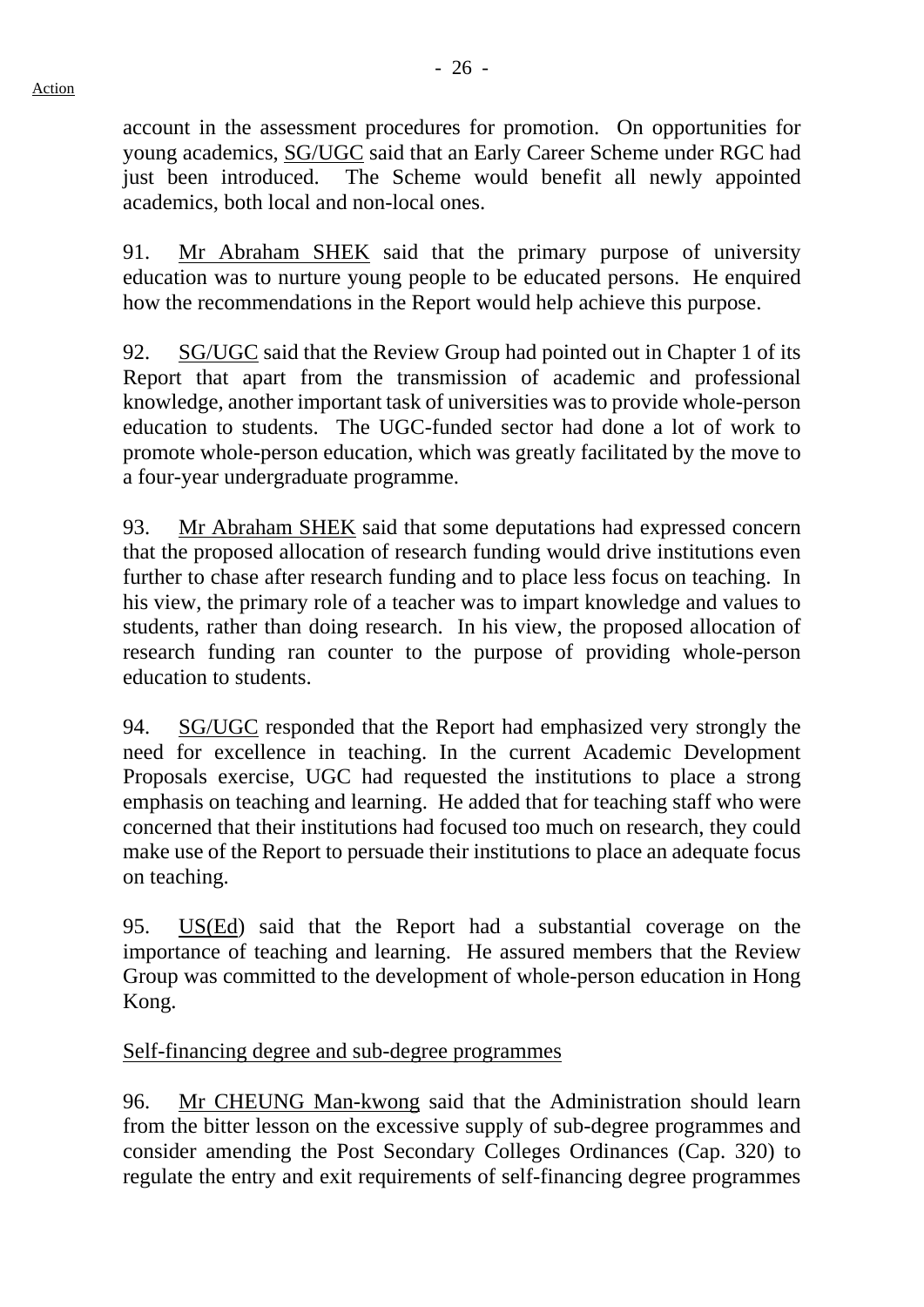account in the assessment procedures for promotion. On opportunities for young academics, SG/UGC said that an Early Career Scheme under RGC had just been introduced. The Scheme would benefit all newly appointed academics, both local and non-local ones.

91. Mr Abraham SHEK said that the primary purpose of university education was to nurture young people to be educated persons. He enquired how the recommendations in the Report would help achieve this purpose.

92. SG/UGC said that the Review Group had pointed out in Chapter 1 of its Report that apart from the transmission of academic and professional knowledge, another important task of universities was to provide whole-person education to students. The UGC-funded sector had done a lot of work to promote whole-person education, which was greatly facilitated by the move to a four-year undergraduate programme.

93. Mr Abraham SHEK said that some deputations had expressed concern that the proposed allocation of research funding would drive institutions even further to chase after research funding and to place less focus on teaching. In his view, the primary role of a teacher was to impart knowledge and values to students, rather than doing research. In his view, the proposed allocation of research funding ran counter to the purpose of providing whole-person education to students.

94. SG/UGC responded that the Report had emphasized very strongly the need for excellence in teaching. In the current Academic Development Proposals exercise, UGC had requested the institutions to place a strong emphasis on teaching and learning. He added that for teaching staff who were concerned that their institutions had focused too much on research, they could make use of the Report to persuade their institutions to place an adequate focus on teaching.

95. US(Ed) said that the Report had a substantial coverage on the importance of teaching and learning. He assured members that the Review Group was committed to the development of whole-person education in Hong Kong.

Self-financing degree and sub-degree programmes

96. Mr CHEUNG Man-kwong said that the Administration should learn from the bitter lesson on the excessive supply of sub-degree programmes and consider amending the Post Secondary Colleges Ordinances (Cap. 320) to regulate the entry and exit requirements of self-financing degree programmes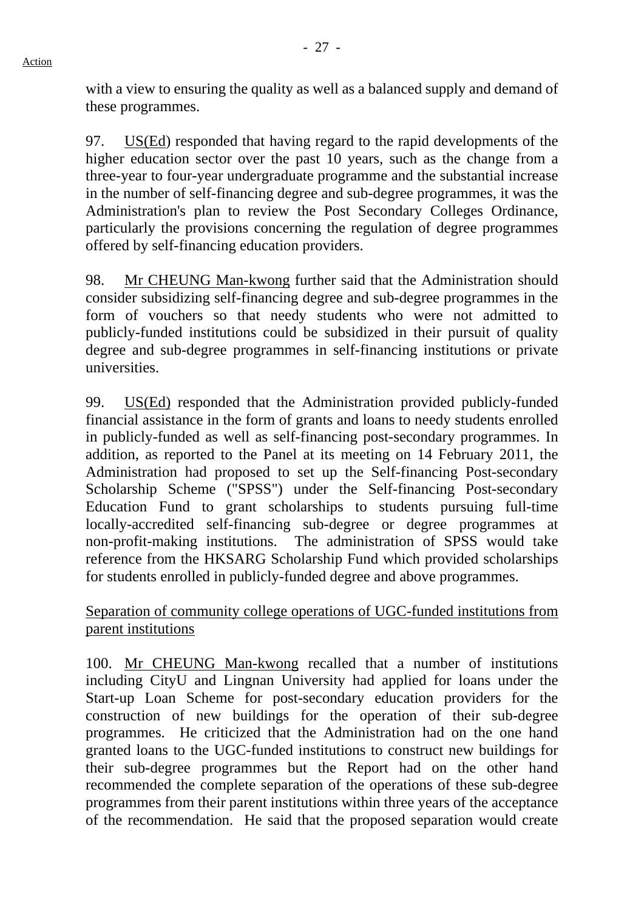with a view to ensuring the quality as well as a balanced supply and demand of these programmes.

97. US(Ed) responded that having regard to the rapid developments of the higher education sector over the past 10 years, such as the change from a three-year to four-year undergraduate programme and the substantial increase in the number of self-financing degree and sub-degree programmes, it was the Administration's plan to review the Post Secondary Colleges Ordinance, particularly the provisions concerning the regulation of degree programmes offered by self-financing education providers.

98. Mr CHEUNG Man-kwong further said that the Administration should consider subsidizing self-financing degree and sub-degree programmes in the form of vouchers so that needy students who were not admitted to publicly-funded institutions could be subsidized in their pursuit of quality degree and sub-degree programmes in self-financing institutions or private universities.

99. US(Ed) responded that the Administration provided publicly-funded financial assistance in the form of grants and loans to needy students enrolled in publicly-funded as well as self-financing post-secondary programmes. In addition, as reported to the Panel at its meeting on 14 February 2011, the Administration had proposed to set up the Self-financing Post-secondary Scholarship Scheme ("SPSS") under the Self-financing Post-secondary Education Fund to grant scholarships to students pursuing full-time locally-accredited self-financing sub-degree or degree programmes at non-profit-making institutions. The administration of SPSS would take reference from the HKSARG Scholarship Fund which provided scholarships for students enrolled in publicly-funded degree and above programmes.

<u>Separation of community college operations of UGC-funded institutions from parent institutions</u>

100. Mr CHEUNG Man-kwong recalled that a number of institutions including CityU and Lingnan University had applied for loans under the Start-up Loan Scheme for post-secondary education providers for the construction of new buildings for the operation of their sub-degree programmes. He criticized that the Administration had on the one hand granted loans to the UGC-funded institutions to construct new buildings for their sub-degree programmes but the Report had on the other hand recommended the complete separation of the operations of these sub-degree programmes from their parent institutions within three years of the acceptance of the recommendation. He said that the proposed separation would create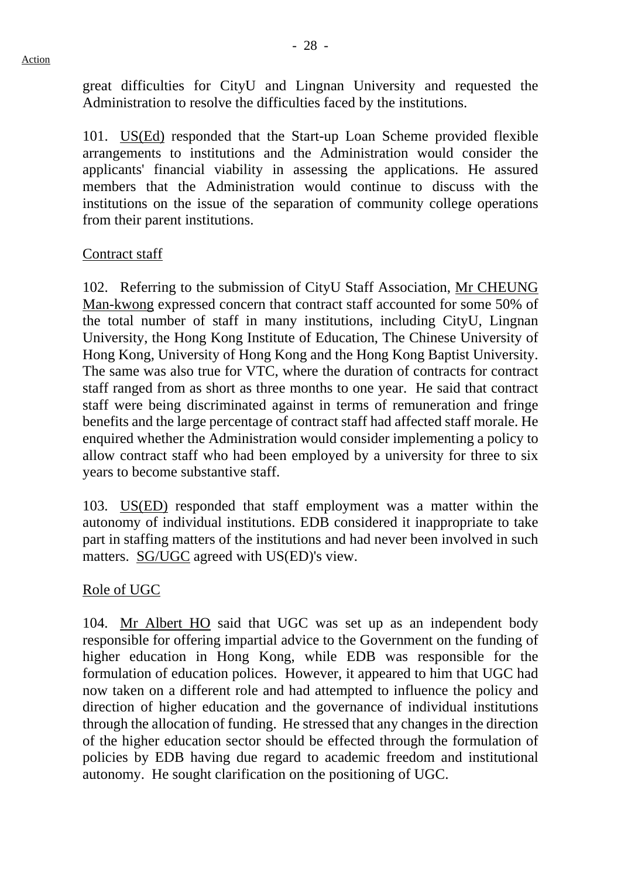great difficulties for CityU and Lingnan University and requested the Administration to resolve the difficulties faced by the institutions.

101. US(Ed) responded that the Start-up Loan Scheme provided flexible arrangements to institutions and the Administration would consider the applicants' financial viability in assessing the applications. He assured members that the Administration would continue to discuss with the institutions on the issue of the separation of community college operations from their parent institutions.

Contract staff

102. Referring to the submission of CityU Staff Association, Mr CHEUNG Man-kwong expressed concern that contract staff accounted for some 50% of the total number of staff in many institutions, including CityU, Lingnan University, the Hong Kong Institute of Education, The Chinese University of Hong Kong, University of Hong Kong and the Hong Kong Baptist University. The same was also true for VTC, where the duration of contracts for contract staff ranged from as short as three months to one year. He said that contract staff were being discriminated against in terms of remuneration and fringe benefits and the large percentage of contract staff had affected staff morale. He enquired whether the Administration would consider implementing a policy to allow contract staff who had been employed by a university for three to six years to become substantive staff.

103. US(ED) responded that staff employment was a matter within the autonomy of individual institutions. EDB considered it inappropriate to take part in staffing matters of the institutions and had never been involved in such matters. SG/UGC agreed with US(ED)'s view.

Role of UGC

104. Mr Albert HO said that UGC was set up as an independent body responsible for offering impartial advice to the Government on the funding of higher education in Hong Kong, while EDB was responsible for the formulation of education polices. However, it appeared to him that UGC had now taken on a different role and had attempted to influence the policy and direction of higher education and the governance of individual institutions through the allocation of funding. He stressed that any changes in the direction of the higher education sector should be effected through the formulation of policies by EDB having due regard to academic freedom and institutional autonomy. He sought clarification on the positioning of UGC.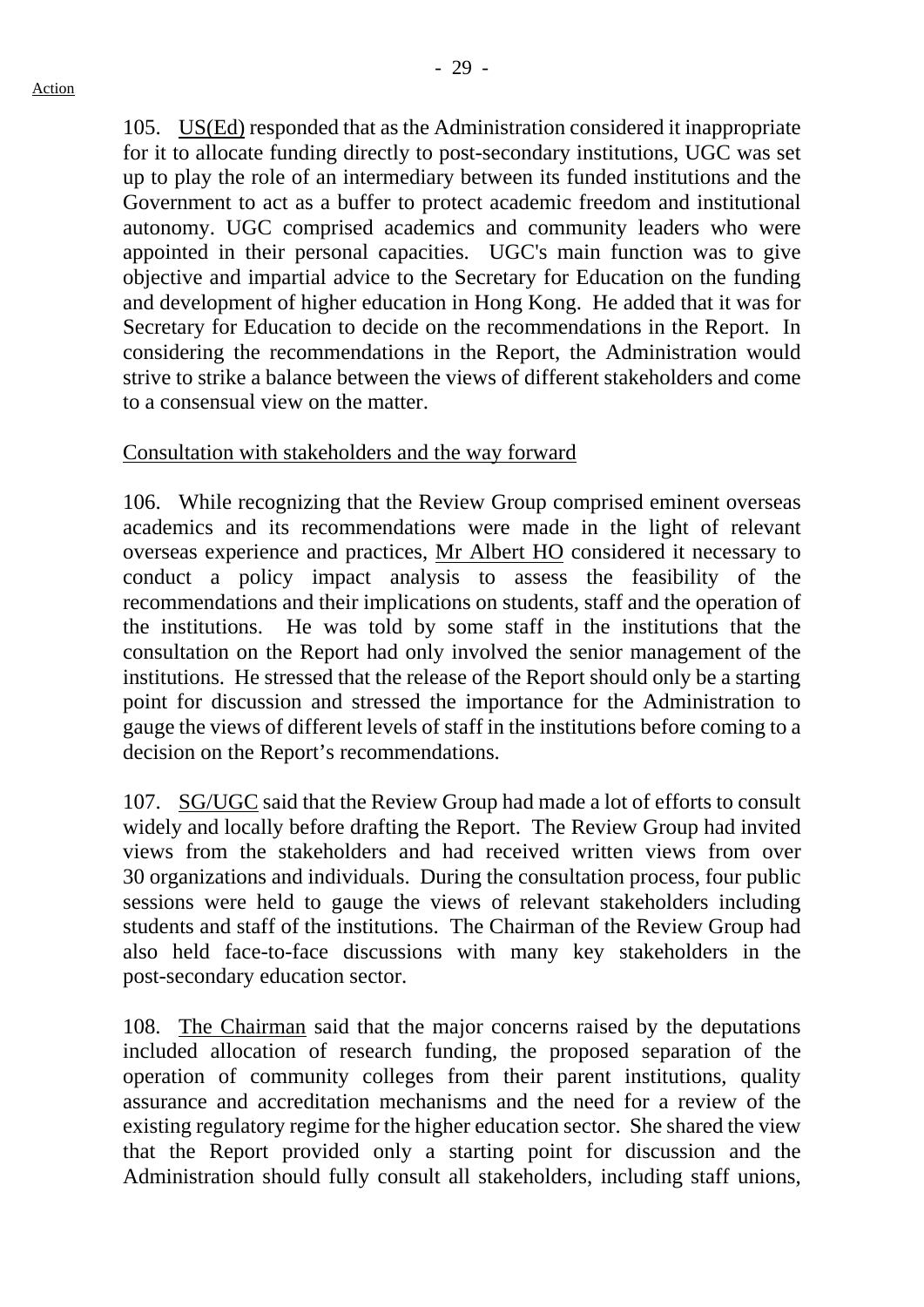105. US(Ed) responded that as the Administration considered it inappropriate for it to allocate funding directly to post-secondary institutions, UGC was set up to play the role of an intermediary between its funded institutions and the Government to act as a buffer to protect academic freedom and institutional autonomy. UGC comprised academics and community leaders who were appointed in their personal capacities. UGC's main function was to give objective and impartial advice to the Secretary for Education on the funding and development of higher education in Hong Kong. He added that it was for Secretary for Education to decide on the recommendations in the Report. In considering the recommendations in the Report, the Administration would strive to strike a balance between the views of different stakeholders and come to a consensual view on the matter.

Consultation with stakeholders and the way forward

106. While recognizing that the Review Group comprised eminent overseas academics and its recommendations were made in the light of relevant overseas experience and practices, Mr Albert HO considered it necessary to conduct a policy impact analysis to assess the feasibility of the recommendations and their implications on students, staff and the operation of the institutions. He was told by some staff in the institutions that the consultation on the Report had only involved the senior management of the institutions. He stressed that the release of the Report should only be a starting point for discussion and stressed the importance for the Administration to gauge the views of different levels of staff in the institutions before coming to a decision on the Report's recommendations.

107. SG/UGC said that the Review Group had made a lot of efforts to consult widely and locally before drafting the Report. The Review Group had invited views from the stakeholders and had received written views from over 30 organizations and individuals. During the consultation process, four public sessions were held to gauge the views of relevant stakeholders including students and staff of the institutions. The Chairman of the Review Group had also held face-to-face discussions with many key stakeholders in the post-secondary education sector.

108. The Chairman said that the major concerns raised by the deputations included allocation of research funding, the proposed separation of the operation of community colleges from their parent institutions, quality assurance and accreditation mechanisms and the need for a review of the existing regulatory regime for the higher education sector. She shared the view that the Report provided only a starting point for discussion and the Administration should fully consult all stakeholders, including staff unions,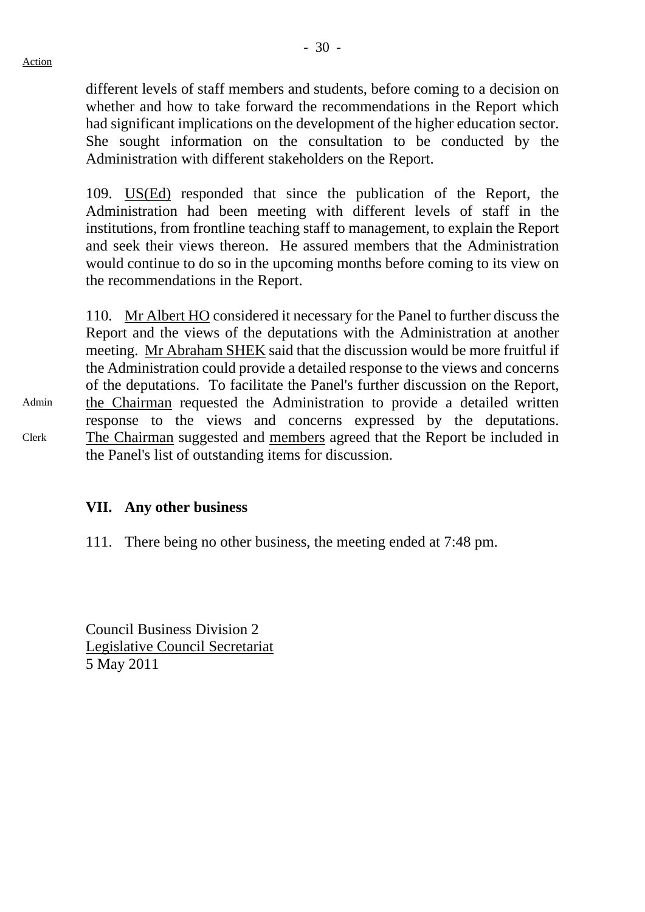Action

different levels of staff members and students, before coming to a decision on whether and how to take forward the recommendations in the Report which had significant implications on the development of the higher education sector. She sought information on the consultation to be conducted by the Administration with different stakeholders on the Report.

109. US(Ed) responded that since the publication of the Report, the Administration had been meeting with different levels of staff in the institutions, from frontline teaching staff to management, to explain the Report and seek their views thereon. He assured members that the Administration would continue to do so in the upcoming months before coming to its view on the recommendations in the Report.

110. Mr Albert HO considered it necessary for the Panel to further discuss the Report and the views of the deputations with the Administration at another meeting. Mr Abraham SHEK said that the discussion would be more fruitful if the Administration could provide a detailed response to the views and concerns of the deputations. To facilitate the Panel's further discussion on the Report, the Chairman requested the Administration to provide a detailed written response to the views and concerns expressed by the deputations. The Chairman suggested and members agreed that the Report be included in the Panel's list of outstanding items for discussion.

Admin

Clerk

**VII. Any other business**

111. There being no other business, the meeting ended at 7:48 pm.

Council Business Division 2
Legislative Council Secretariat
5 May 2011